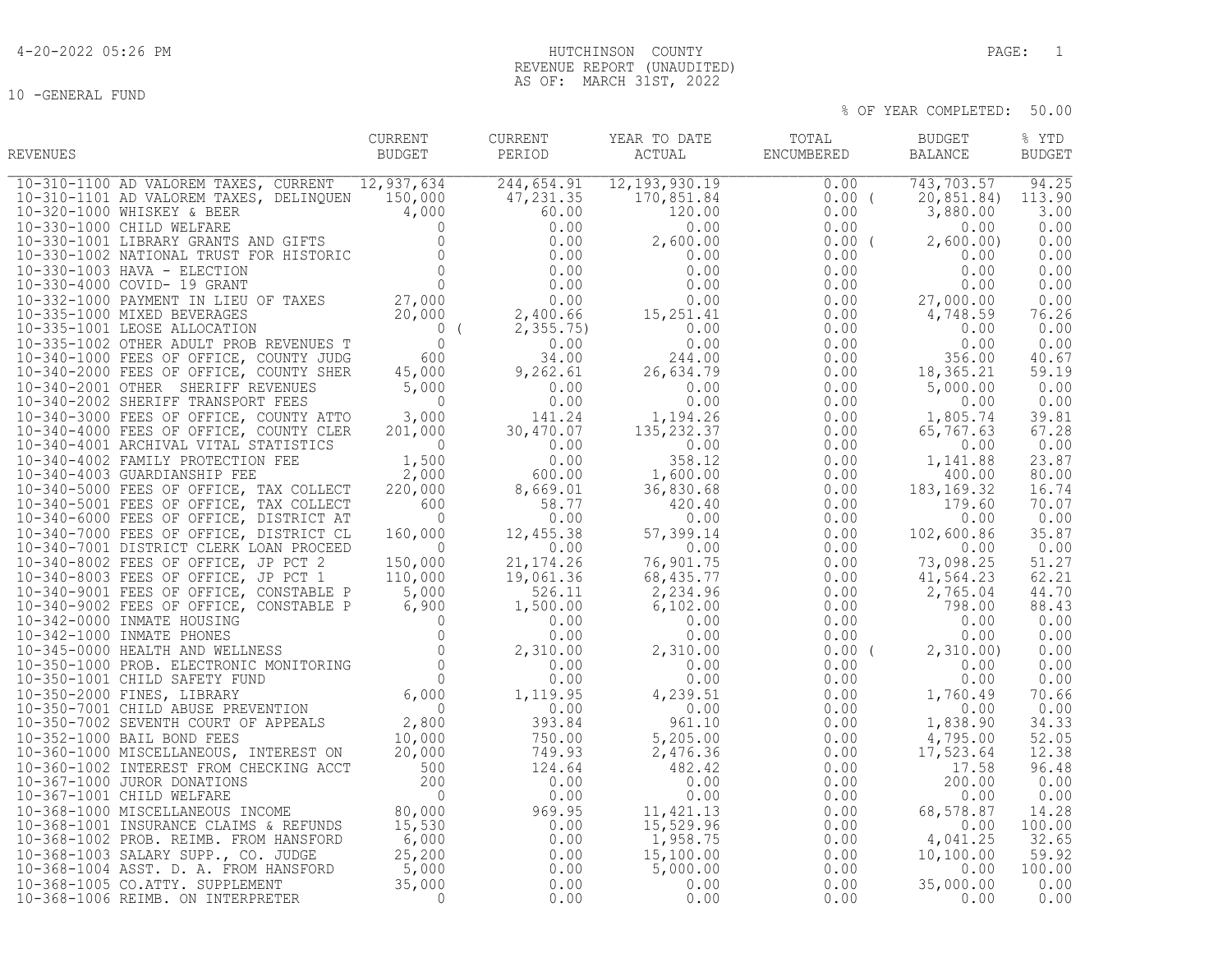HUTCHINSON COUNTY
REVENUE REPORT (UNAUDITED)
AS OF: MARCH 31ST, 2022

10 -GENERAL FUND

% OF YEAR COMPLETED: 50.00

| REVENUES | CURRENT BUDGET | CURRENT PERIOD | YEAR TO DATE ACTUAL | TOTAL ENCUMBERED | BUDGET BALANCE | % YTD BUDGET |
|---|---|---|---|---|---|---|
| 10-310-1100 AD VALOREM TAXES, CURRENT | 12,937,634 | 244,654.91 | 12,193,930.19 | 0.00 | 743,703.57 | 94.25 |
| 10-310-1101 AD VALOREM TAXES, DELINQUEN | 150,000 | 47,231.35 | 170,851.84 | 0.00 | ( 20,851.84) | 113.90 |
| 10-320-1000 WHISKEY & BEER | 4,000 | 60.00 | 120.00 | 0.00 | 3,880.00 | 3.00 |
| 10-330-1000 CHILD WELFARE | 0 | 0.00 | 0.00 | 0.00 | 0.00 | 0.00 |
| 10-330-1001 LIBRARY GRANTS AND GIFTS | 0 | 0.00 | 2,600.00 | 0.00 | ( 2,600.00) | 0.00 |
| 10-330-1002 NATIONAL TRUST FOR HISTORIC | 0 | 0.00 | 0.00 | 0.00 | 0.00 | 0.00 |
| 10-330-1003 HAVA - ELECTION | 0 | 0.00 | 0.00 | 0.00 | 0.00 | 0.00 |
| 10-330-4000 COVID- 19 GRANT | 0 | 0.00 | 0.00 | 0.00 | 0.00 | 0.00 |
| 10-332-1000 PAYMENT IN LIEU OF TAXES | 27,000 | 0.00 | 0.00 | 0.00 | 27,000.00 | 0.00 |
| 10-335-1000 MIXED BEVERAGES | 20,000 | 2,400.66 | 15,251.41 | 0.00 | 4,748.59 | 76.26 |
| 10-335-1001 LEOSE ALLOCATION | 0 | ( 2,355.75) | 0.00 | 0.00 | 0.00 | 0.00 |
| 10-335-1002 OTHER ADULT PROB REVENUES T | 0 | 0.00 | 0.00 | 0.00 | 0.00 | 0.00 |
| 10-340-1000 FEES OF OFFICE, COUNTY JUDG | 600 | 34.00 | 244.00 | 0.00 | 356.00 | 40.67 |
| 10-340-2000 FEES OF OFFICE, COUNTY SHER | 45,000 | 9,262.61 | 26,634.79 | 0.00 | 18,365.21 | 59.19 |
| 10-340-2001 OTHER SHERIFF REVENUES | 5,000 | 0.00 | 0.00 | 0.00 | 5,000.00 | 0.00 |
| 10-340-2002 SHERIFF TRANSPORT FEES | 0 | 0.00 | 0.00 | 0.00 | 0.00 | 0.00 |
| 10-340-3000 FEES OF OFFICE, COUNTY ATTO | 3,000 | 141.24 | 1,194.26 | 0.00 | 1,805.74 | 39.81 |
| 10-340-4000 FEES OF OFFICE, COUNTY CLER | 201,000 | 30,470.07 | 135,232.37 | 0.00 | 65,767.63 | 67.28 |
| 10-340-4001 ARCHIVAL VITAL STATISTICS | 0 | 0.00 | 0.00 | 0.00 | 0.00 | 0.00 |
| 10-340-4002 FAMILY PROTECTION FEE | 1,500 | 0.00 | 358.12 | 0.00 | 1,141.88 | 23.87 |
| 10-340-4003 GUARDIANSHIP FEE | 2,000 | 600.00 | 1,600.00 | 0.00 | 400.00 | 80.00 |
| 10-340-5000 FEES OF OFFICE, TAX COLLECT | 220,000 | 8,669.01 | 36,830.68 | 0.00 | 183,169.32 | 16.74 |
| 10-340-5001 FEES OF OFFICE, TAX COLLECT | 600 | 58.77 | 420.40 | 0.00 | 179.60 | 70.07 |
| 10-340-6000 FEES OF OFFICE, DISTRICT AT | 0 | 0.00 | 0.00 | 0.00 | 0.00 | 0.00 |
| 10-340-7000 FEES OF OFFICE, DISTRICT CL | 160,000 | 12,455.38 | 57,399.14 | 0.00 | 102,600.86 | 35.87 |
| 10-340-7001 DISTRICT CLERK LOAN PROCEED | 0 | 0.00 | 0.00 | 0.00 | 0.00 | 0.00 |
| 10-340-8002 FEES OF OFFICE, JP PCT 2 | 150,000 | 21,174.26 | 76,901.75 | 0.00 | 73,098.25 | 51.27 |
| 10-340-8003 FEES OF OFFICE, JP PCT 1 | 110,000 | 19,061.36 | 68,435.77 | 0.00 | 41,564.23 | 62.21 |
| 10-340-9001 FEES OF OFFICE, CONSTABLE P | 5,000 | 526.11 | 2,234.96 | 0.00 | 2,765.04 | 44.70 |
| 10-340-9002 FEES OF OFFICE, CONSTABLE P | 6,900 | 1,500.00 | 6,102.00 | 0.00 | 798.00 | 88.43 |
| 10-342-0000 INMATE HOUSING | 0 | 0.00 | 0.00 | 0.00 | 0.00 | 0.00 |
| 10-342-1000 INMATE PHONES | 0 | 0.00 | 0.00 | 0.00 | 0.00 | 0.00 |
| 10-345-0000 HEALTH AND WELLNESS | 0 | 2,310.00 | 2,310.00 | 0.00 | ( 2,310.00) | 0.00 |
| 10-350-1000 PROB. ELECTRONIC MONITORING | 0 | 0.00 | 0.00 | 0.00 | 0.00 | 0.00 |
| 10-350-1001 CHILD SAFETY FUND | 0 | 0.00 | 0.00 | 0.00 | 0.00 | 0.00 |
| 10-350-2000 FINES, LIBRARY | 6,000 | 1,119.95 | 4,239.51 | 0.00 | 1,760.49 | 70.66 |
| 10-350-7001 CHILD ABUSE PREVENTION | 0 | 0.00 | 0.00 | 0.00 | 0.00 | 0.00 |
| 10-350-7002 SEVENTH COURT OF APPEALS | 2,800 | 393.84 | 961.10 | 0.00 | 1,838.90 | 34.33 |
| 10-352-1000 BAIL BOND FEES | 10,000 | 750.00 | 5,205.00 | 0.00 | 4,795.00 | 52.05 |
| 10-360-1000 MISCELLANEOUS, INTEREST ON | 20,000 | 749.93 | 2,476.36 | 0.00 | 17,523.64 | 12.38 |
| 10-360-1002 INTEREST FROM CHECKING ACCT | 500 | 124.64 | 482.42 | 0.00 | 17.58 | 96.48 |
| 10-367-1000 JUROR DONATIONS | 200 | 0.00 | 0.00 | 0.00 | 200.00 | 0.00 |
| 10-367-1001 CHILD WELFARE | 0 | 0.00 | 0.00 | 0.00 | 0.00 | 0.00 |
| 10-368-1000 MISCELLANEOUS INCOME | 80,000 | 969.95 | 11,421.13 | 0.00 | 68,578.87 | 14.28 |
| 10-368-1001 INSURANCE CLAIMS & REFUNDS | 15,530 | 0.00 | 15,529.96 | 0.00 | 0.00 | 100.00 |
| 10-368-1002 PROB. REIMB. FROM HANSFORD | 6,000 | 0.00 | 1,958.75 | 0.00 | 4,041.25 | 32.65 |
| 10-368-1003 SALARY SUPP., CO. JUDGE | 25,200 | 0.00 | 15,100.00 | 0.00 | 10,100.00 | 59.92 |
| 10-368-1004 ASST. D. A. FROM HANSFORD | 5,000 | 0.00 | 5,000.00 | 0.00 | 0.00 | 100.00 |
| 10-368-1005 CO.ATTY. SUPPLEMENT | 35,000 | 0.00 | 0.00 | 0.00 | 35,000.00 | 0.00 |
| 10-368-1006 REIMB. ON INTERPRETER | 0 | 0.00 | 0.00 | 0.00 | 0.00 | 0.00 |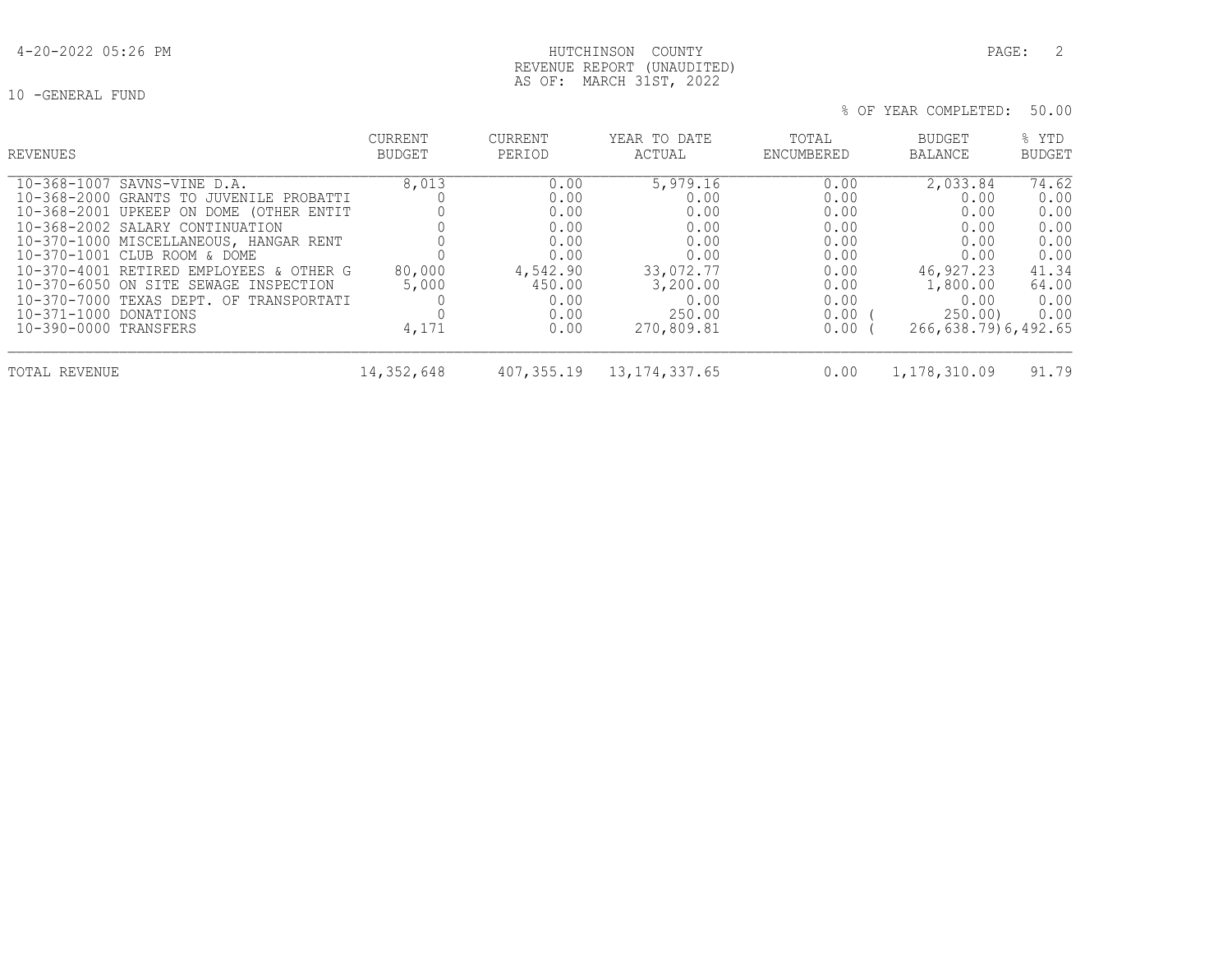HUTCHINSON COUNTY
REVENUE REPORT (UNAUDITED)
AS OF: MARCH 31ST, 2022

10 -GENERAL FUND

% OF YEAR COMPLETED: 50.00

| REVENUES | CURRENT BUDGET | CURRENT PERIOD | YEAR TO DATE ACTUAL | TOTAL ENCUMBERED | BUDGET BALANCE | % YTD BUDGET |
|---|---|---|---|---|---|---|
| 10-368-1007 SAVNS-VINE D.A. | 8,013 | 0.00 | 5,979.16 | 0.00 | 2,033.84 | 74.62 |
| 10-368-2000 GRANTS TO JUVENILE PROBATTI | 0 | 0.00 | 0.00 | 0.00 | 0.00 | 0.00 |
| 10-368-2001 UPKEEP ON DOME (OTHER ENTIT | 0 | 0.00 | 0.00 | 0.00 | 0.00 | 0.00 |
| 10-368-2002 SALARY CONTINUATION | 0 | 0.00 | 0.00 | 0.00 | 0.00 | 0.00 |
| 10-370-1000 MISCELLANEOUS, HANGAR RENT | 0 | 0.00 | 0.00 | 0.00 | 0.00 | 0.00 |
| 10-370-1001 CLUB ROOM & DOME | 0 | 0.00 | 0.00 | 0.00 | 0.00 | 0.00 |
| 10-370-4001 RETIRED EMPLOYEES & OTHER G | 80,000 | 4,542.90 | 33,072.77 | 0.00 | 46,927.23 | 41.34 |
| 10-370-6050 ON SITE SEWAGE INSPECTION | 5,000 | 450.00 | 3,200.00 | 0.00 | 1,800.00 | 64.00 |
| 10-370-7000 TEXAS DEPT. OF TRANSPORTATI | 0 | 0.00 | 0.00 | 0.00 | 0.00 | 0.00 |
| 10-371-1000 DONATIONS | 0 | 0.00 | 250.00 | 0.00 | ( 250.00) | 0.00 |
| 10-390-0000 TRANSFERS | 4,171 | 0.00 | 270,809.81 | 0.00 | ( 266,638.79) | 6,492.65 |
| TOTAL REVENUE | 14,352,648 | 407,355.19 | 13,174,337.65 | 0.00 | 1,178,310.09 | 91.79 |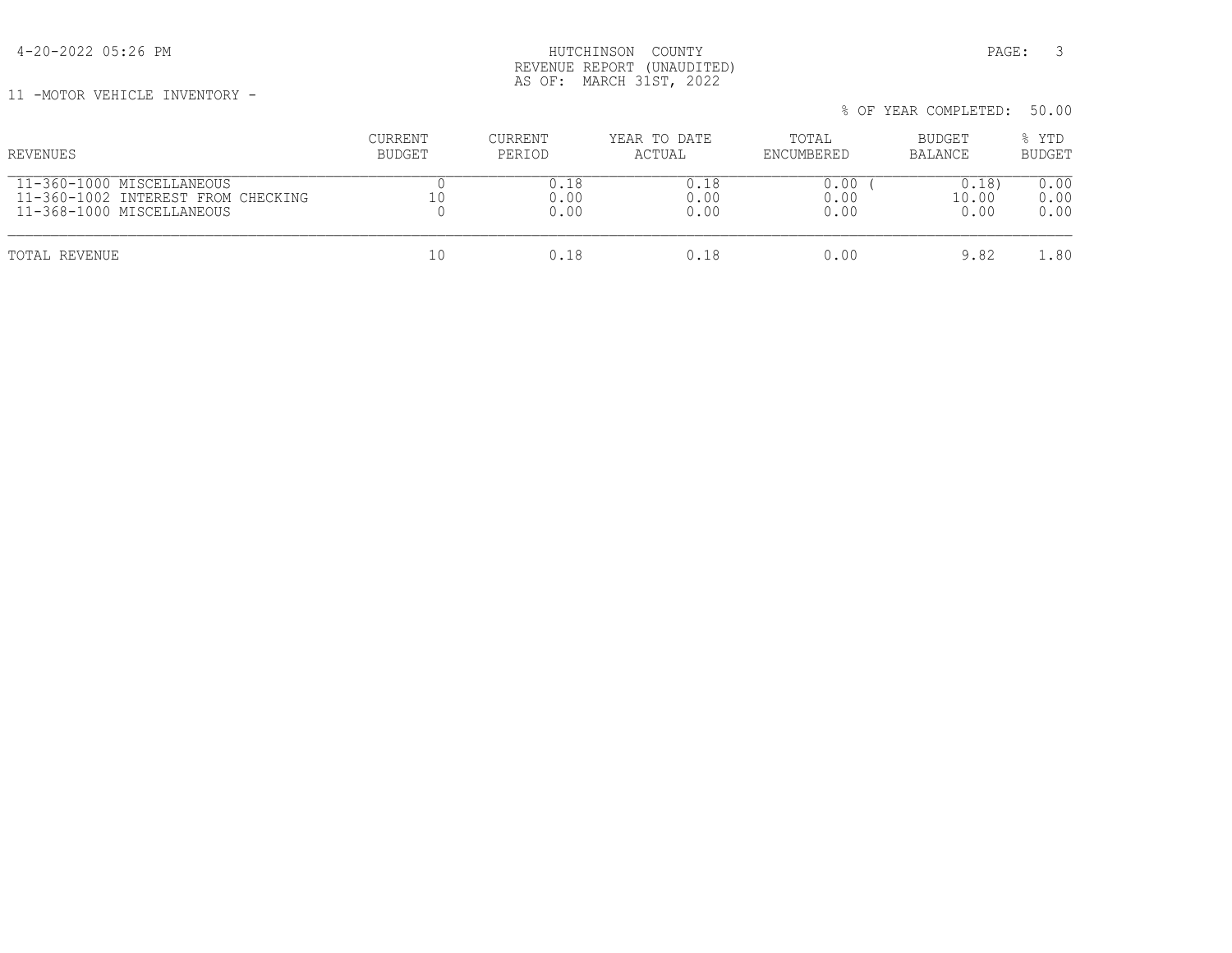HUTCHINSON COUNTY
REVENUE REPORT (UNAUDITED)
AS OF: MARCH 31ST, 2022

11 -MOTOR VEHICLE INVENTORY -

% OF YEAR COMPLETED: 50.00

| REVENUES | CURRENT BUDGET | CURRENT PERIOD | YEAR TO DATE ACTUAL | TOTAL ENCUMBERED | BUDGET BALANCE | % YTD BUDGET |
|---|---|---|---|---|---|---|
| 11-360-1000 MISCELLANEOUS | 0 | 0.18 | 0.18 | 0.00 | ( 0.18) | 0.00 |
| 11-360-1002 INTEREST FROM CHECKING | 10 | 0.00 | 0.00 | 0.00 | 10.00 | 0.00 |
| 11-368-1000 MISCELLANEOUS | 0 | 0.00 | 0.00 | 0.00 | 0.00 | 0.00 |
| TOTAL REVENUE | 10 | 0.18 | 0.18 | 0.00 | 9.82 | 1.80 |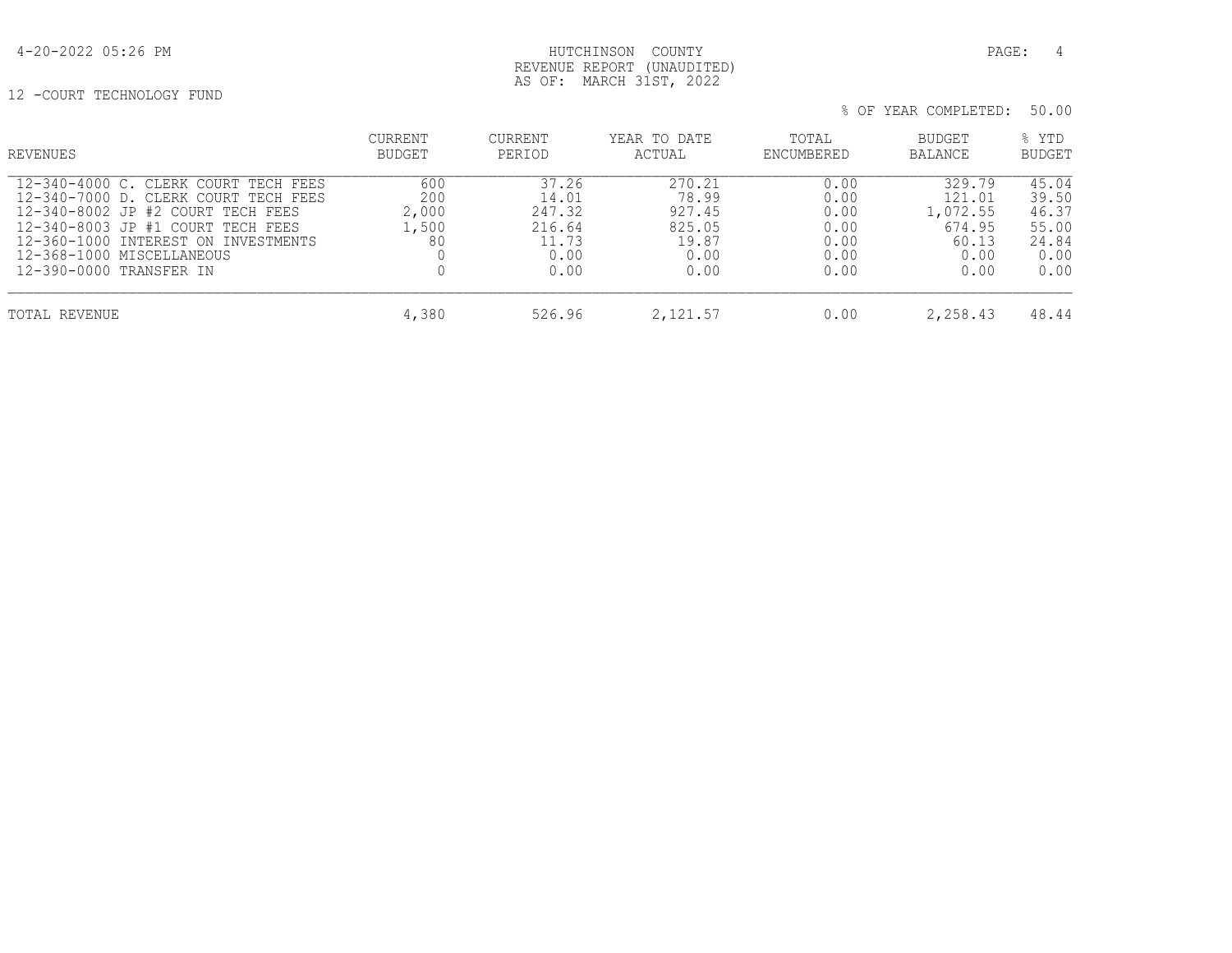HUTCHINSON COUNTY
REVENUE REPORT (UNAUDITED)
AS OF: MARCH 31ST, 2022

12 -COURT TECHNOLOGY FUND

% OF YEAR COMPLETED: 50.00

| REVENUES | CURRENT BUDGET | CURRENT PERIOD | YEAR TO DATE ACTUAL | TOTAL ENCUMBERED | BUDGET BALANCE | % YTD BUDGET |
|---|---|---|---|---|---|---|
| 12-340-4000 C. CLERK COURT TECH FEES | 600 | 37.26 | 270.21 | 0.00 | 329.79 | 45.04 |
| 12-340-7000 D. CLERK COURT TECH FEES | 200 | 14.01 | 78.99 | 0.00 | 121.01 | 39.50 |
| 12-340-8002 JP #2 COURT TECH FEES | 2,000 | 247.32 | 927.45 | 0.00 | 1,072.55 | 46.37 |
| 12-340-8003 JP #1 COURT TECH FEES | 1,500 | 216.64 | 825.05 | 0.00 | 674.95 | 55.00 |
| 12-360-1000 INTEREST ON INVESTMENTS | 80 | 11.73 | 19.87 | 0.00 | 60.13 | 24.84 |
| 12-368-1000 MISCELLANEOUS | 0 | 0.00 | 0.00 | 0.00 | 0.00 | 0.00 |
| 12-390-0000 TRANSFER IN | 0 | 0.00 | 0.00 | 0.00 | 0.00 | 0.00 |
| TOTAL REVENUE | 4,380 | 526.96 | 2,121.57 | 0.00 | 2,258.43 | 48.44 |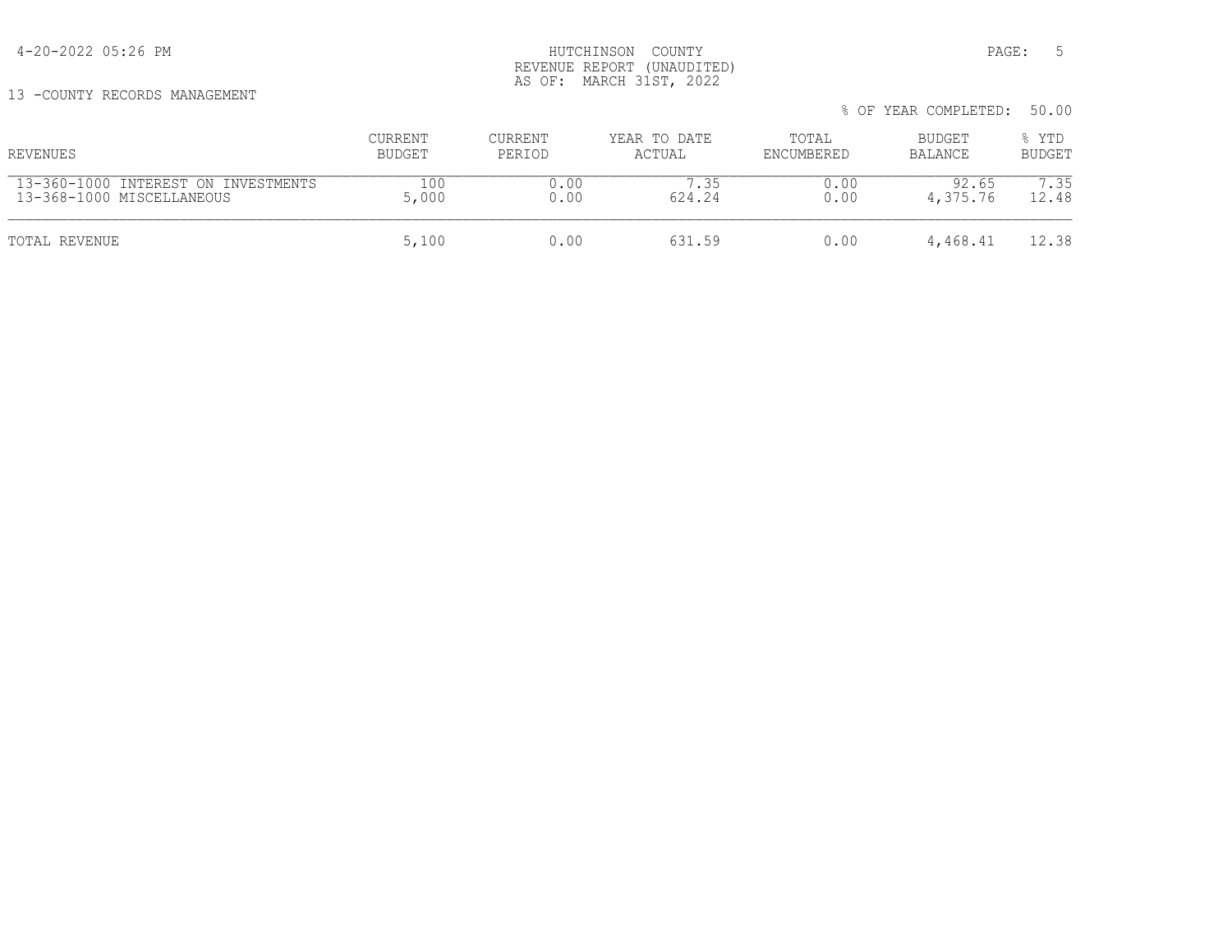HUTCHINSON COUNTY
REVENUE REPORT (UNAUDITED)
AS OF: MARCH 31ST, 2022

13 -COUNTY RECORDS MANAGEMENT

% OF YEAR COMPLETED: 50.00

| REVENUES | CURRENT BUDGET | CURRENT PERIOD | YEAR TO DATE ACTUAL | TOTAL ENCUMBERED | BUDGET BALANCE | % YTD BUDGET |
|---|---|---|---|---|---|---|
| 13-360-1000 INTEREST ON INVESTMENTS | 100 | 0.00 | 7.35 | 0.00 | 92.65 | 7.35 |
| 13-368-1000 MISCELLANEOUS | 5,000 | 0.00 | 624.24 | 0.00 | 4,375.76 | 12.48 |
| TOTAL REVENUE | 5,100 | 0.00 | 631.59 | 0.00 | 4,468.41 | 12.38 |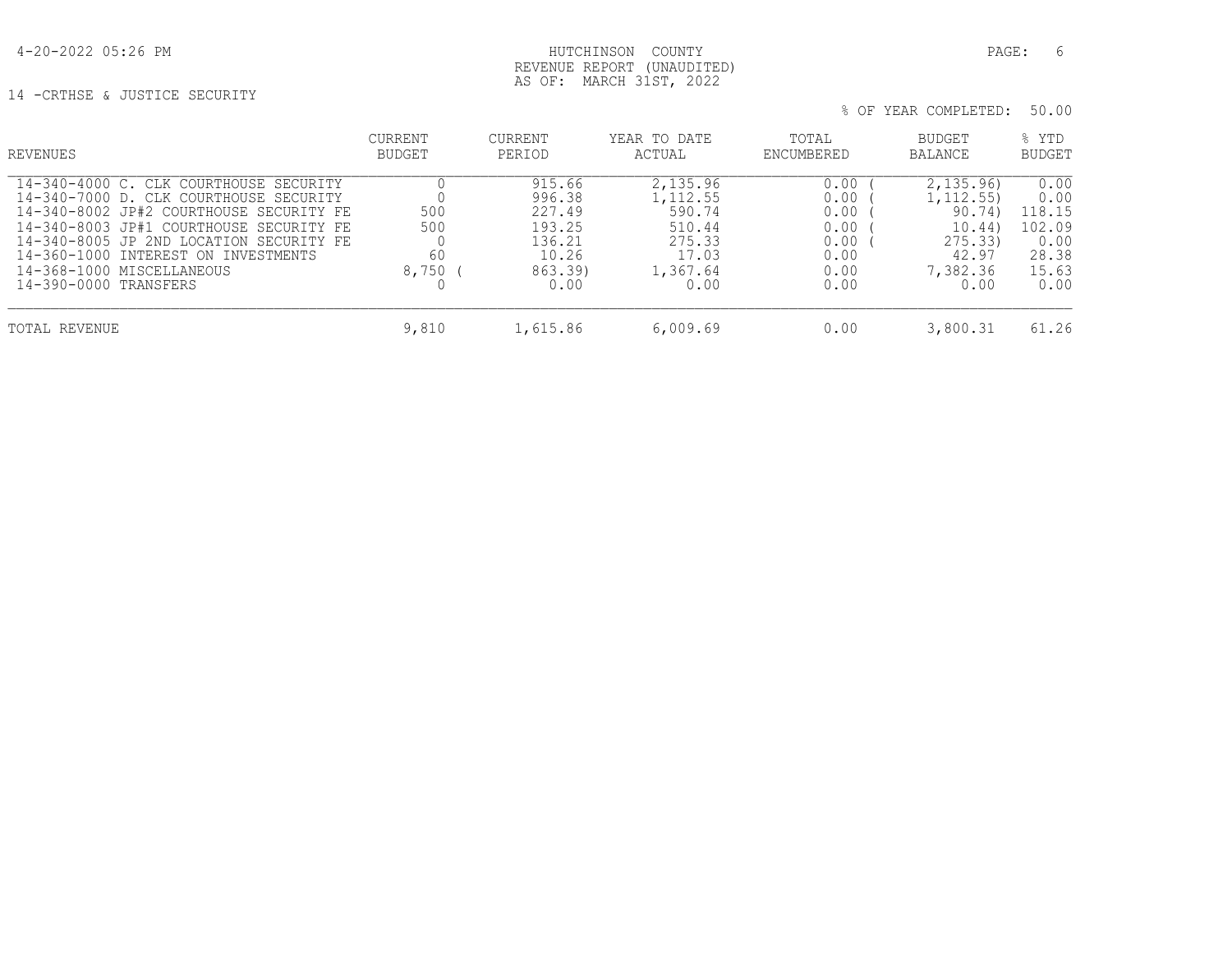HUTCHINSON COUNTY
REVENUE REPORT (UNAUDITED)
AS OF: MARCH 31ST, 2022

14 -CRTHSE & JUSTICE SECURITY

% OF YEAR COMPLETED: 50.00

| REVENUES | CURRENT BUDGET | CURRENT PERIOD | YEAR TO DATE ACTUAL | TOTAL ENCUMBERED | BUDGET BALANCE | % YTD BUDGET |
|---|---|---|---|---|---|---|
| 14-340-4000 C. CLK COURTHOUSE SECURITY | 0 | 915.66 | 2,135.96 | 0.00 | ( 2,135.96) | 0.00 |
| 14-340-7000 D. CLK COURTHOUSE SECURITY | 0 | 996.38 | 1,112.55 | 0.00 | ( 1,112.55) | 0.00 |
| 14-340-8002 JP#2 COURTHOUSE SECURITY FE | 500 | 227.49 | 590.74 | 0.00 | ( 90.74) | 118.15 |
| 14-340-8003 JP#1 COURTHOUSE SECURITY FE | 500 | 193.25 | 510.44 | 0.00 | ( 10.44) | 102.09 |
| 14-340-8005 JP 2ND LOCATION SECURITY FE | 0 | 136.21 | 275.33 | 0.00 | ( 275.33) | 0.00 |
| 14-360-1000 INTEREST ON INVESTMENTS | 60 | 10.26 | 17.03 | 0.00 | 42.97 | 28.38 |
| 14-368-1000 MISCELLANEOUS | 8,750 | ( 863.39) | 1,367.64 | 0.00 | 7,382.36 | 15.63 |
| 14-390-0000 TRANSFERS | 0 | 0.00 | 0.00 | 0.00 | 0.00 | 0.00 |
| TOTAL REVENUE | 9,810 | 1,615.86 | 6,009.69 | 0.00 | 3,800.31 | 61.26 |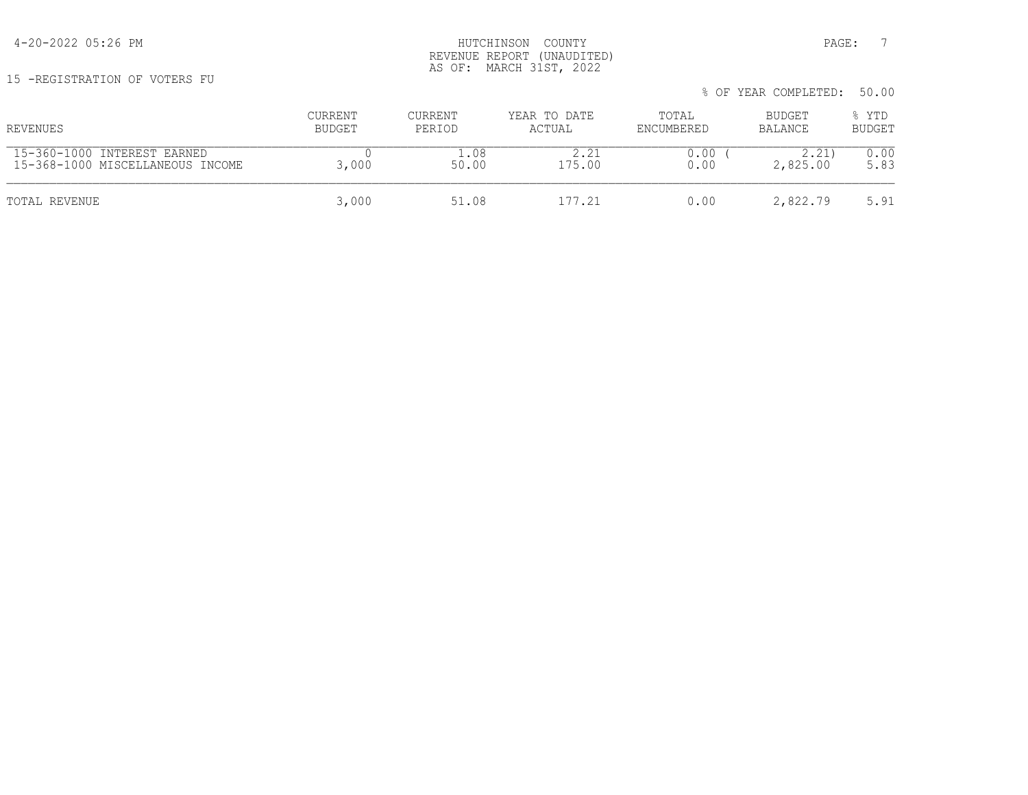4-20-2022 05:26 PM

HUTCHINSON COUNTY
REVENUE REPORT (UNAUDITED)
AS OF: MARCH 31ST, 2022

15 -REGISTRATION OF VOTERS FU

% OF YEAR COMPLETED: 50.00

| REVENUES | CURRENT BUDGET | CURRENT PERIOD | YEAR TO DATE ACTUAL | TOTAL ENCUMBERED | BUDGET BALANCE | % YTD BUDGET |
|---|---|---|---|---|---|---|
| 15-360-1000 INTEREST EARNED | 0 | 1.08 | 2.21 | 0.00 | ( 2.21) | 0.00 |
| 15-368-1000 MISCELLANEOUS INCOME | 3,000 | 50.00 | 175.00 | 0.00 | 2,825.00 | 5.83 |
| TOTAL REVENUE | 3,000 | 51.08 | 177.21 | 0.00 | 2,822.79 | 5.91 |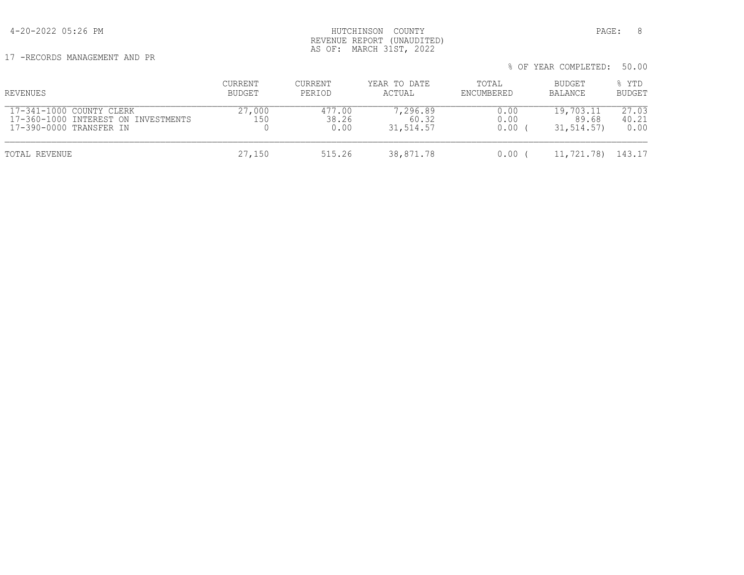HUTCHINSON COUNTY
REVENUE REPORT (UNAUDITED)
AS OF: MARCH 31ST, 2022

17 -RECORDS MANAGEMENT AND PR

% OF YEAR COMPLETED: 50.00

| REVENUES | CURRENT BUDGET | CURRENT PERIOD | YEAR TO DATE ACTUAL | TOTAL ENCUMBERED | BUDGET BALANCE | % YTD BUDGET |
|---|---|---|---|---|---|---|
| 17-341-1000 COUNTY CLERK | 27,000 | 477.00 | 7,296.89 | 0.00 | 19,703.11 | 27.03 |
| 17-360-1000 INTEREST ON INVESTMENTS | 150 | 38.26 | 60.32 | 0.00 | 89.68 | 40.21 |
| 17-390-0000 TRANSFER IN | 0 | 0.00 | 31,514.57 | 0.00 | ( 31,514.57) | 0.00 |
| TOTAL REVENUE | 27,150 | 515.26 | 38,871.78 | 0.00 | ( 11,721.78) | 143.17 |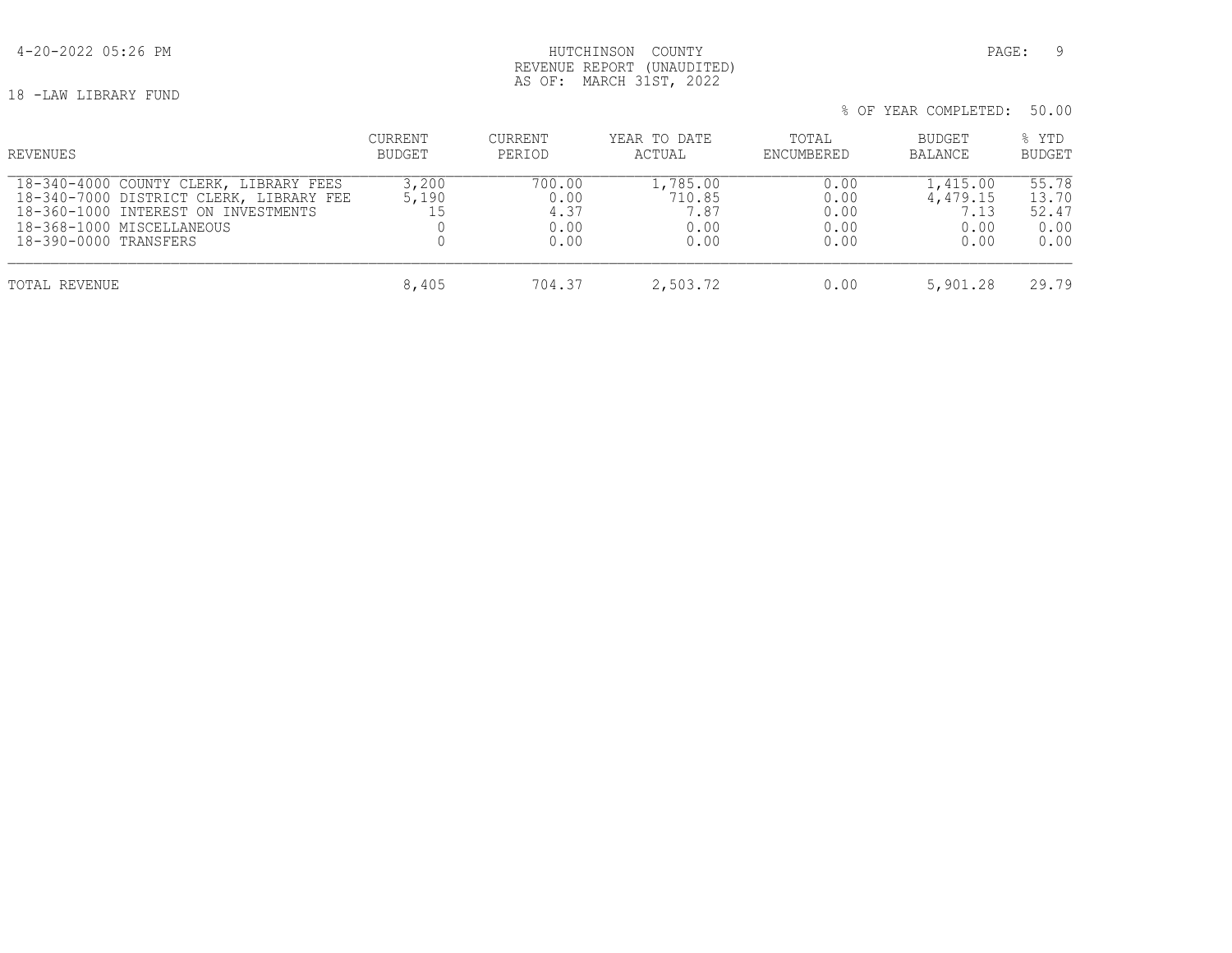HUTCHINSON COUNTY
REVENUE REPORT (UNAUDITED)
AS OF: MARCH 31ST, 2022

18 -LAW LIBRARY FUND

% OF YEAR COMPLETED: 50.00

| REVENUES | CURRENT BUDGET | CURRENT PERIOD | YEAR TO DATE ACTUAL | TOTAL ENCUMBERED | BUDGET BALANCE | % YTD BUDGET |
|---|---|---|---|---|---|---|
| 18-340-4000 COUNTY CLERK, LIBRARY FEES | 3,200 | 700.00 | 1,785.00 | 0.00 | 1,415.00 | 55.78 |
| 18-340-7000 DISTRICT CLERK, LIBRARY FEE | 5,190 | 0.00 | 710.85 | 0.00 | 4,479.15 | 13.70 |
| 18-360-1000 INTEREST ON INVESTMENTS | 15 | 4.37 | 7.87 | 0.00 | 7.13 | 52.47 |
| 18-368-1000 MISCELLANEOUS | 0 | 0.00 | 0.00 | 0.00 | 0.00 | 0.00 |
| 18-390-0000 TRANSFERS | 0 | 0.00 | 0.00 | 0.00 | 0.00 | 0.00 |
| TOTAL REVENUE | 8,405 | 704.37 | 2,503.72 | 0.00 | 5,901.28 | 29.79 |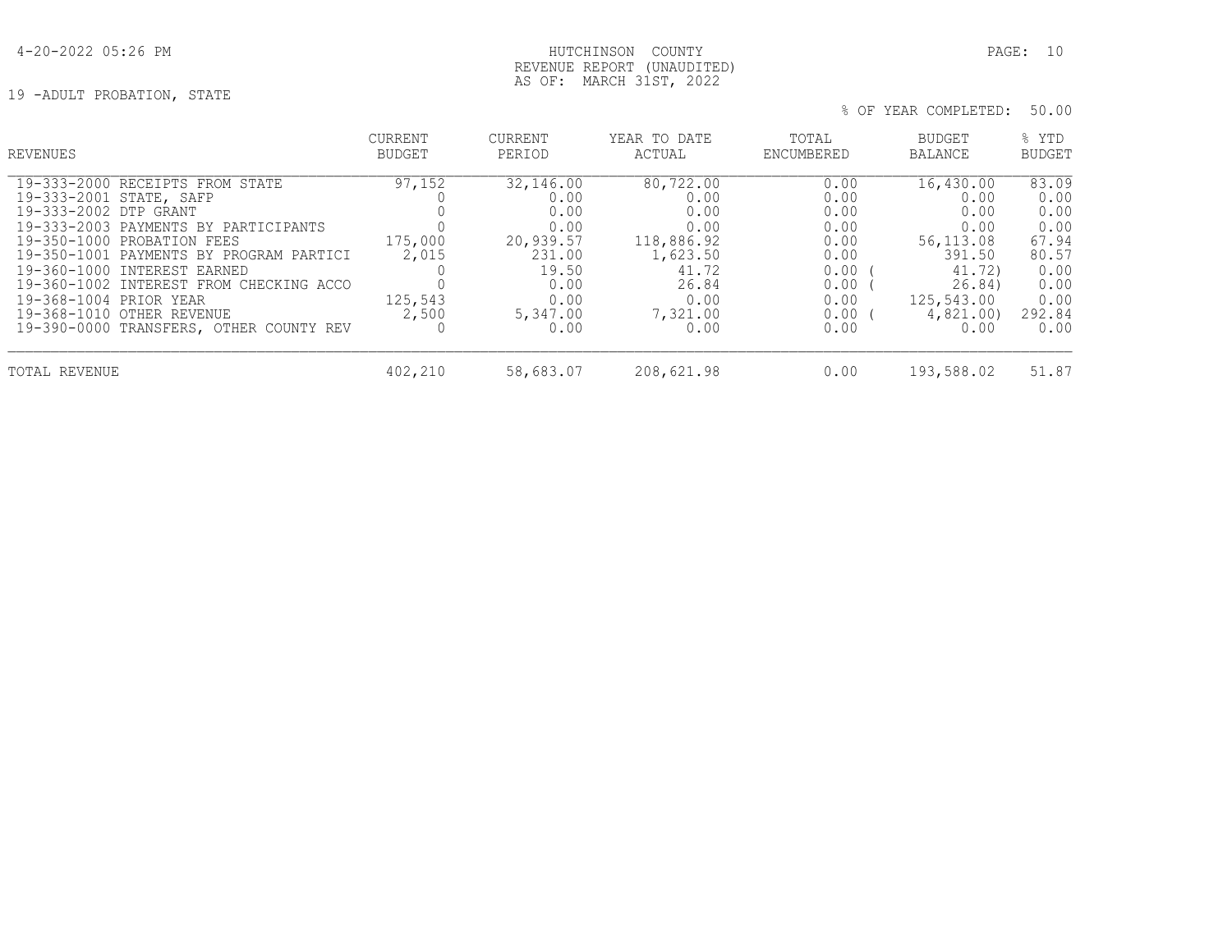# HUTCHINSON COUNTY
## REVENUE REPORT (UNAUDITED)
## AS OF: MARCH 31ST, 2022

19 -ADULT PROBATION, STATE

% OF YEAR COMPLETED: 50.00

| REVENUES | CURRENT BUDGET | CURRENT PERIOD | YEAR TO DATE ACTUAL | TOTAL ENCUMBERED | BUDGET BALANCE | % YTD BUDGET |
|---|---|---|---|---|---|---|
| 19-333-2000 RECEIPTS FROM STATE | 97,152 | 32,146.00 | 80,722.00 | 0.00 | 16,430.00 | 83.09 |
| 19-333-2001 STATE, SAFP | 0 | 0.00 | 0.00 | 0.00 | 0.00 | 0.00 |
| 19-333-2002 DTP GRANT | 0 | 0.00 | 0.00 | 0.00 | 0.00 | 0.00 |
| 19-333-2003 PAYMENTS BY PARTICIPANTS | 0 | 0.00 | 0.00 | 0.00 | 0.00 | 0.00 |
| 19-350-1000 PROBATION FEES | 175,000 | 20,939.57 | 118,886.92 | 0.00 | 56,113.08 | 67.94 |
| 19-350-1001 PAYMENTS BY PROGRAM PARTICI | 2,015 | 231.00 | 1,623.50 | 0.00 | 391.50 | 80.57 |
| 19-360-1000 INTEREST EARNED | 0 | 19.50 | 41.72 | 0.00 | ( 41.72) | 0.00 |
| 19-360-1002 INTEREST FROM CHECKING ACCO | 0 | 0.00 | 26.84 | 0.00 | ( 26.84) | 0.00 |
| 19-368-1004 PRIOR YEAR | 125,543 | 0.00 | 0.00 | 0.00 | 125,543.00 | 0.00 |
| 19-368-1010 OTHER REVENUE | 2,500 | 5,347.00 | 7,321.00 | 0.00 | ( 4,821.00) | 292.84 |
| 19-390-0000 TRANSFERS, OTHER COUNTY REV | 0 | 0.00 | 0.00 | 0.00 | 0.00 | 0.00 |
| TOTAL REVENUE | 402,210 | 58,683.07 | 208,621.98 | 0.00 | 193,588.02 | 51.87 |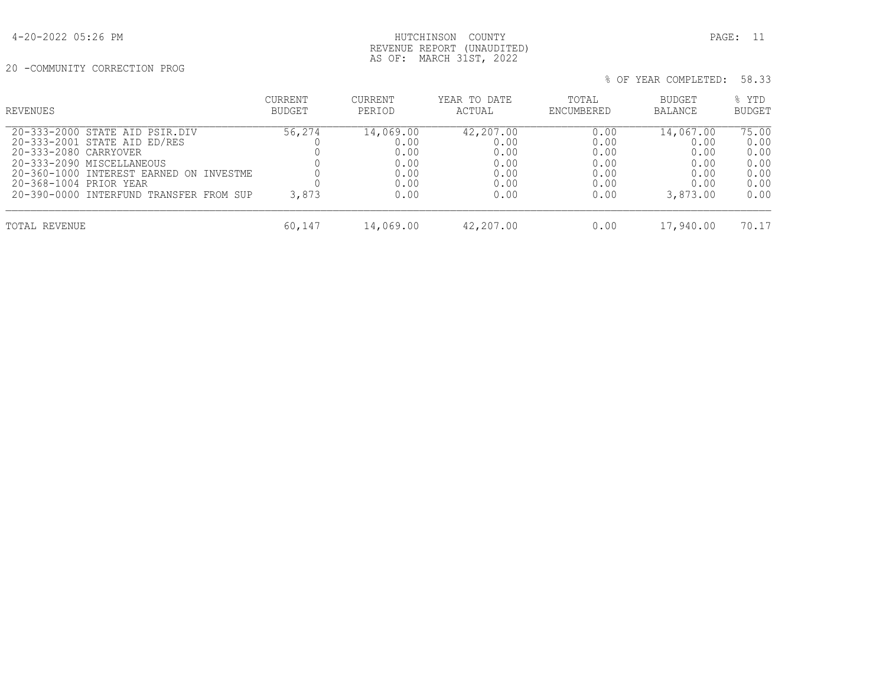HUTCHINSON COUNTY
REVENUE REPORT (UNAUDITED)
AS OF: MARCH 31ST, 2022

20 -COMMUNITY CORRECTION PROG

% OF YEAR COMPLETED: 58.33

| REVENUES | CURRENT BUDGET | CURRENT PERIOD | YEAR TO DATE ACTUAL | TOTAL ENCUMBERED | BUDGET BALANCE | % YTD BUDGET |
|---|---|---|---|---|---|---|
| 20-333-2000 STATE AID PSIR.DIV | 56,274 | 14,069.00 | 42,207.00 | 0.00 | 14,067.00 | 75.00 |
| 20-333-2001 STATE AID ED/RES | 0 | 0.00 | 0.00 | 0.00 | 0.00 | 0.00 |
| 20-333-2080 CARRYOVER | 0 | 0.00 | 0.00 | 0.00 | 0.00 | 0.00 |
| 20-333-2090 MISCELLANEOUS | 0 | 0.00 | 0.00 | 0.00 | 0.00 | 0.00 |
| 20-360-1000 INTEREST EARNED ON INVESTME | 0 | 0.00 | 0.00 | 0.00 | 0.00 | 0.00 |
| 20-368-1004 PRIOR YEAR | 0 | 0.00 | 0.00 | 0.00 | 0.00 | 0.00 |
| 20-390-0000 INTERFUND TRANSFER FROM SUP | 3,873 | 0.00 | 0.00 | 0.00 | 3,873.00 | 0.00 |
| TOTAL REVENUE | 60,147 | 14,069.00 | 42,207.00 | 0.00 | 17,940.00 | 70.17 |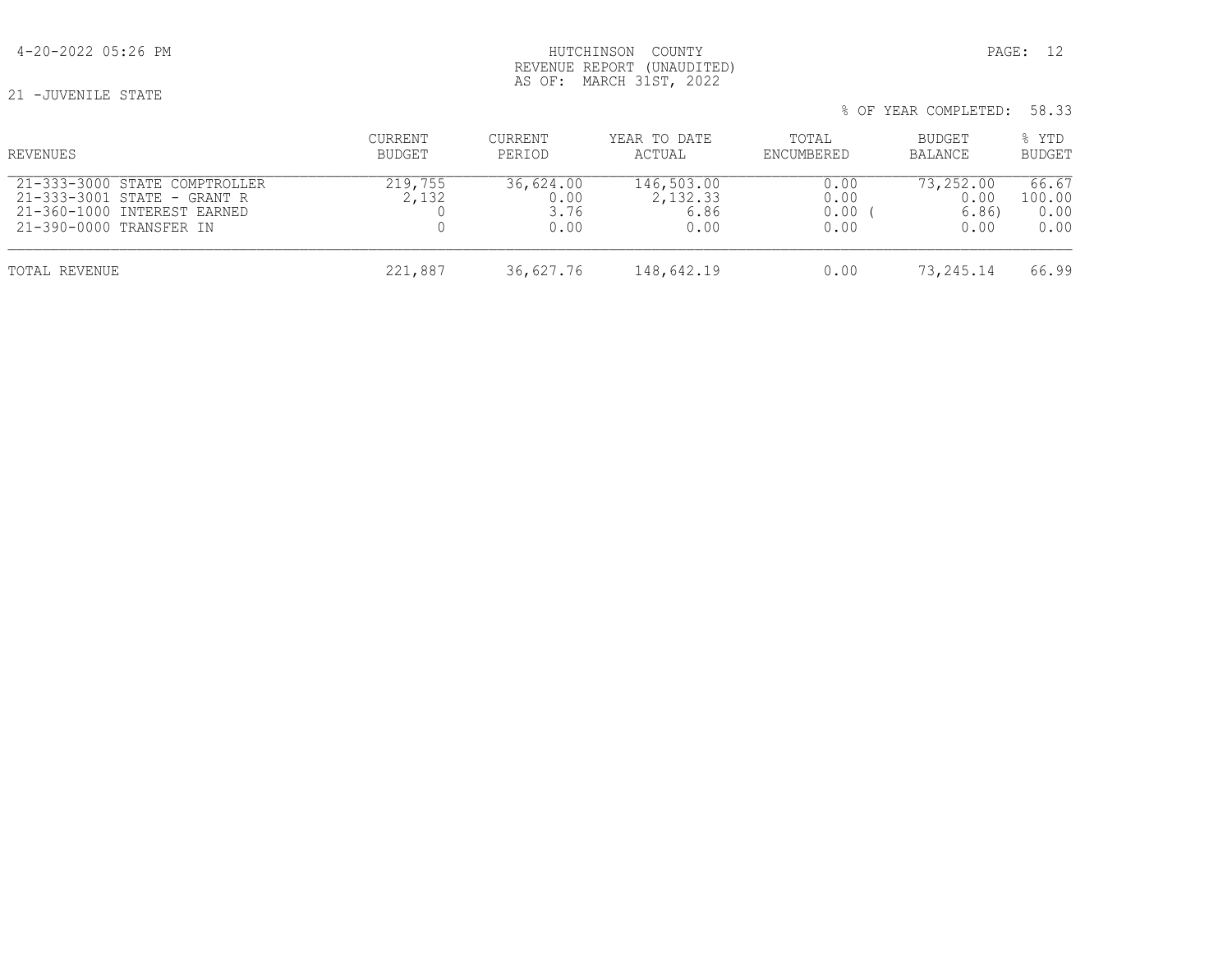HUTCHINSON COUNTY
REVENUE REPORT (UNAUDITED)
AS OF: MARCH 31ST, 2022

21 -JUVENILE STATE

% OF YEAR COMPLETED: 58.33

| REVENUES | CURRENT BUDGET | CURRENT PERIOD | YEAR TO DATE ACTUAL | TOTAL ENCUMBERED | BUDGET BALANCE | % YTD BUDGET |
|---|---|---|---|---|---|---|
| 21-333-3000 STATE COMPTROLLER | 219,755 | 36,624.00 | 146,503.00 | 0.00 | 73,252.00 | 66.67 |
| 21-333-3001 STATE - GRANT R | 2,132 | 0.00 | 2,132.33 | 0.00 | 0.00 | 100.00 |
| 21-360-1000 INTEREST EARNED | 0 | 3.76 | 6.86 | 0.00 | ( 6.86) | 0.00 |
| 21-390-0000 TRANSFER IN | 0 | 0.00 | 0.00 | 0.00 | 0.00 | 0.00 |
| TOTAL REVENUE | 221,887 | 36,627.76 | 148,642.19 | 0.00 | 73,245.14 | 66.99 |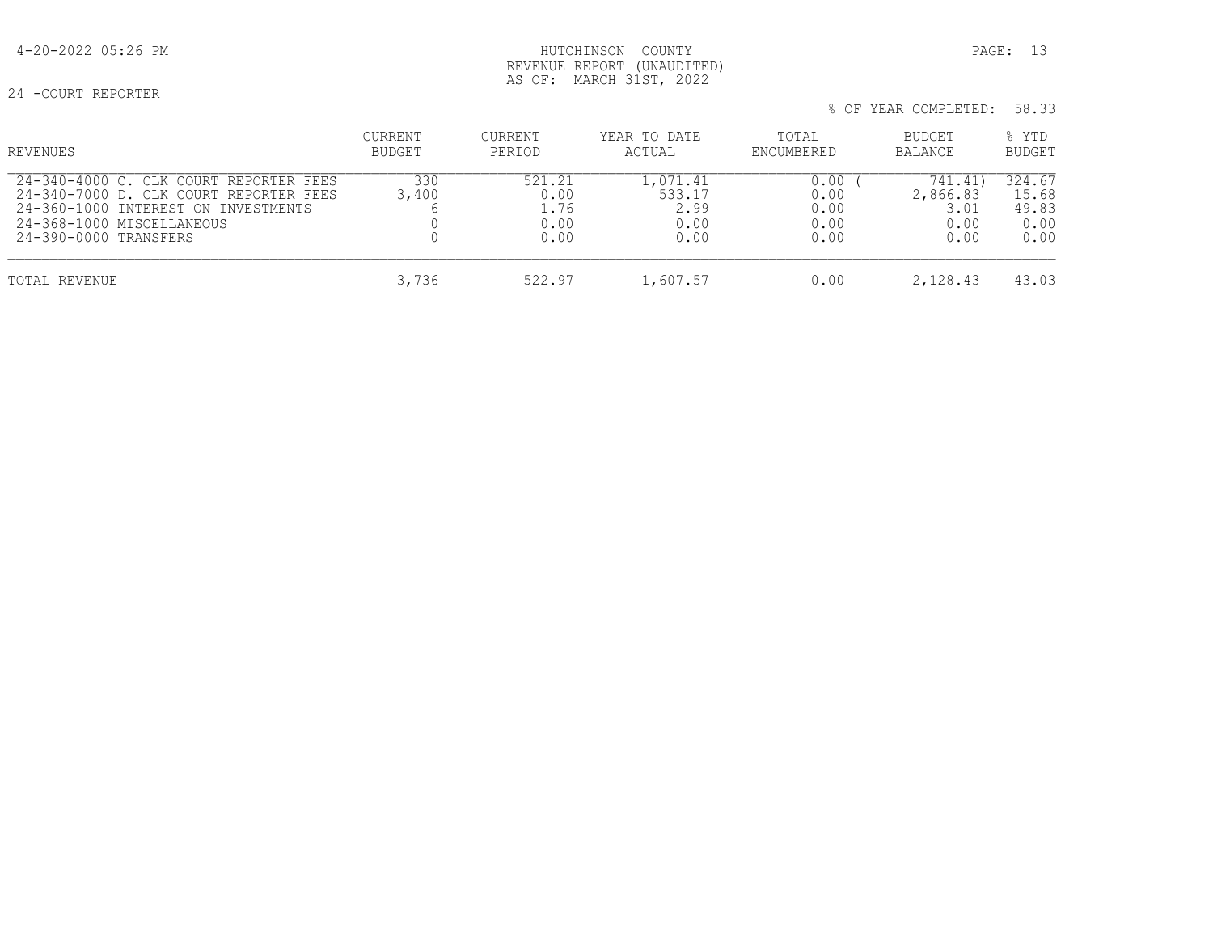HUTCHINSON COUNTY
REVENUE REPORT (UNAUDITED)
AS OF: MARCH 31ST, 2022

24 -COURT REPORTER

% OF YEAR COMPLETED: 58.33

| REVENUES | CURRENT BUDGET | CURRENT PERIOD | YEAR TO DATE ACTUAL | TOTAL ENCUMBERED | BUDGET BALANCE | % YTD BUDGET |
|---|---|---|---|---|---|---|
| 24-340-4000 C. CLK COURT REPORTER FEES | 330 | 521.21 | 1,071.41 | 0.00 | ( 741.41) | 324.67 |
| 24-340-7000 D. CLK COURT REPORTER FEES | 3,400 | 0.00 | 533.17 | 0.00 | 2,866.83 | 15.68 |
| 24-360-1000 INTEREST ON INVESTMENTS | 6 | 1.76 | 2.99 | 0.00 | 3.01 | 49.83 |
| 24-368-1000 MISCELLANEOUS | 0 | 0.00 | 0.00 | 0.00 | 0.00 | 0.00 |
| 24-390-0000 TRANSFERS | 0 | 0.00 | 0.00 | 0.00 | 0.00 | 0.00 |
| TOTAL REVENUE | 3,736 | 522.97 | 1,607.57 | 0.00 | 2,128.43 | 43.03 |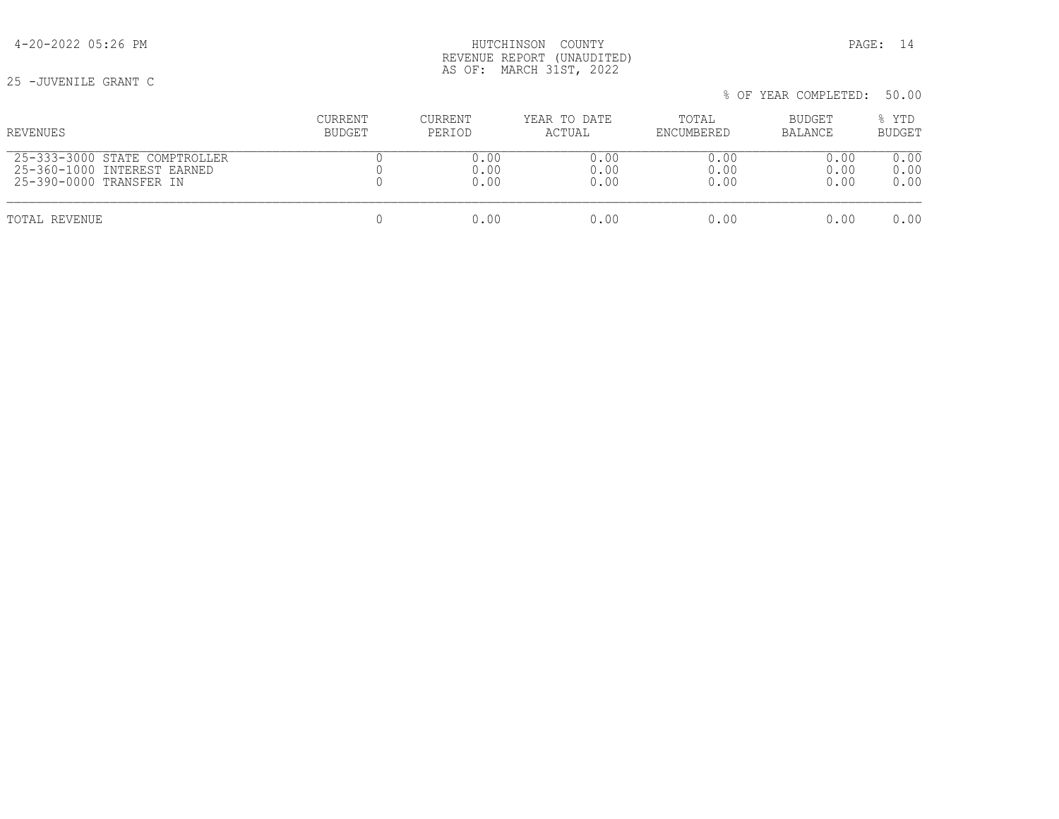HUTCHINSON COUNTY
REVENUE REPORT (UNAUDITED)
AS OF: MARCH 31ST, 2022

25 -JUVENILE GRANT C

% OF YEAR COMPLETED: 50.00

| REVENUES | CURRENT BUDGET | CURRENT PERIOD | YEAR TO DATE ACTUAL | TOTAL ENCUMBERED | BUDGET BALANCE | % YTD BUDGET |
|---|---|---|---|---|---|---|
| 25-333-3000 STATE COMPTROLLER | 0 | 0.00 | 0.00 | 0.00 | 0.00 | 0.00 |
| 25-360-1000 INTEREST EARNED | 0 | 0.00 | 0.00 | 0.00 | 0.00 | 0.00 |
| 25-390-0000 TRANSFER IN | 0 | 0.00 | 0.00 | 0.00 | 0.00 | 0.00 |
| TOTAL REVENUE | 0 | 0.00 | 0.00 | 0.00 | 0.00 | 0.00 |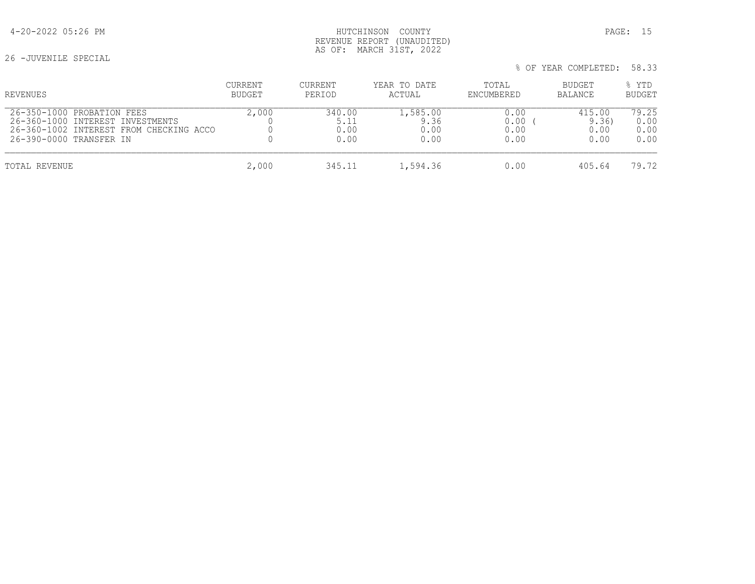HUTCHINSON COUNTY
REVENUE REPORT (UNAUDITED)
AS OF: MARCH 31ST, 2022

26 -JUVENILE SPECIAL

% OF YEAR COMPLETED: 58.33

| REVENUES | CURRENT BUDGET | CURRENT PERIOD | YEAR TO DATE ACTUAL | TOTAL ENCUMBERED | BUDGET BALANCE | % YTD BUDGET |
|---|---|---|---|---|---|---|
| 26-350-1000 PROBATION FEES | 2,000 | 340.00 | 1,585.00 | 0.00 | 415.00 | 79.25 |
| 26-360-1000 INTEREST INVESTMENTS | 0 | 5.11 | 9.36 | 0.00 | ( 9.36) | 0.00 |
| 26-360-1002 INTEREST FROM CHECKING ACCO | 0 | 0.00 | 0.00 | 0.00 | 0.00 | 0.00 |
| 26-390-0000 TRANSFER IN | 0 | 0.00 | 0.00 | 0.00 | 0.00 | 0.00 |
| TOTAL REVENUE | 2,000 | 345.11 | 1,594.36 | 0.00 | 405.64 | 79.72 |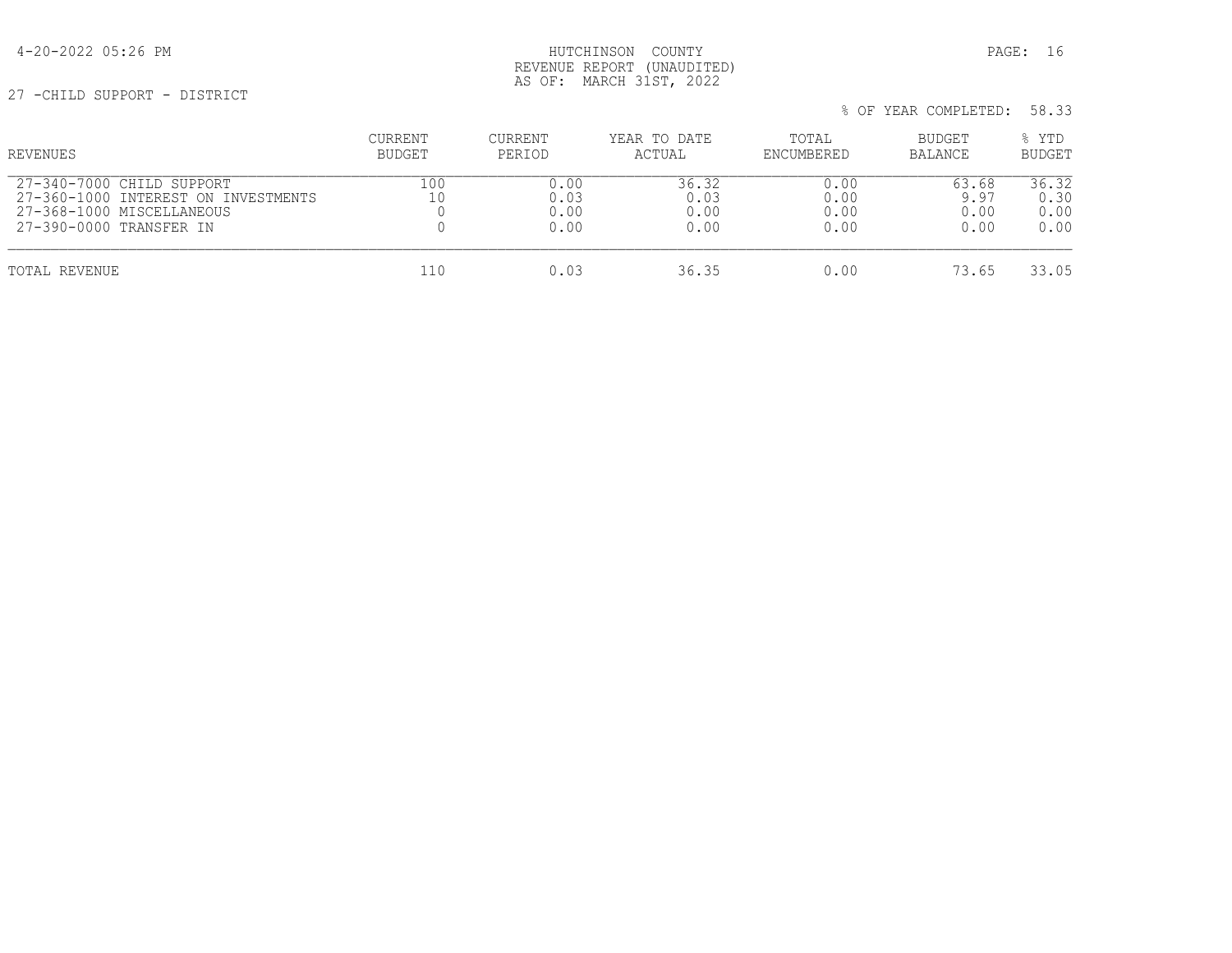HUTCHINSON COUNTY
REVENUE REPORT (UNAUDITED)
AS OF: MARCH 31ST, 2022

27 -CHILD SUPPORT - DISTRICT

% OF YEAR COMPLETED: 58.33

| REVENUES | CURRENT BUDGET | CURRENT PERIOD | YEAR TO DATE ACTUAL | TOTAL ENCUMBERED | BUDGET BALANCE | % YTD BUDGET |
|---|---|---|---|---|---|---|
| 27-340-7000 CHILD SUPPORT | 100 | 0.00 | 36.32 | 0.00 | 63.68 | 36.32 |
| 27-360-1000 INTEREST ON INVESTMENTS | 10 | 0.03 | 0.03 | 0.00 | 9.97 | 0.30 |
| 27-368-1000 MISCELLANEOUS | 0 | 0.00 | 0.00 | 0.00 | 0.00 | 0.00 |
| 27-390-0000 TRANSFER IN | 0 | 0.00 | 0.00 | 0.00 | 0.00 | 0.00 |
| TOTAL REVENUE | 110 | 0.03 | 36.35 | 0.00 | 73.65 | 33.05 |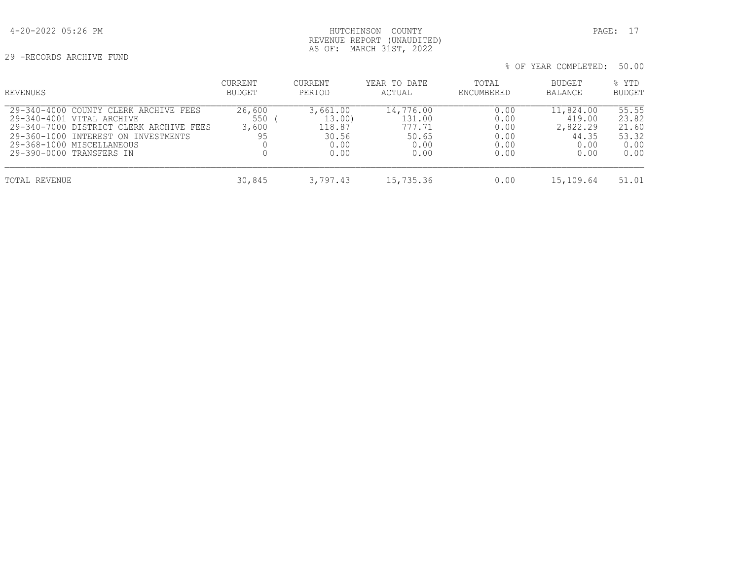HUTCHINSON COUNTY
REVENUE REPORT (UNAUDITED)
AS OF: MARCH 31ST, 2022

29 -RECORDS ARCHIVE FUND

% OF YEAR COMPLETED: 50.00

| REVENUES | CURRENT BUDGET | CURRENT PERIOD | YEAR TO DATE ACTUAL | TOTAL ENCUMBERED | BUDGET BALANCE | % YTD BUDGET |
|---|---|---|---|---|---|---|
| 29-340-4000 COUNTY CLERK ARCHIVE FEES | 26,600 | 3,661.00 | 14,776.00 | 0.00 | 11,824.00 | 55.55 |
| 29-340-4001 VITAL ARCHIVE | 550 | ( 13.00) | 131.00 | 0.00 | 419.00 | 23.82 |
| 29-340-7000 DISTRICT CLERK ARCHIVE FEES | 3,600 | 118.87 | 777.71 | 0.00 | 2,822.29 | 21.60 |
| 29-360-1000 INTEREST ON INVESTMENTS | 95 | 30.56 | 50.65 | 0.00 | 44.35 | 53.32 |
| 29-368-1000 MISCELLANEOUS | 0 | 0.00 | 0.00 | 0.00 | 0.00 | 0.00 |
| 29-390-0000 TRANSFERS IN | 0 | 0.00 | 0.00 | 0.00 | 0.00 | 0.00 |
| TOTAL REVENUE | 30,845 | 3,797.43 | 15,735.36 | 0.00 | 15,109.64 | 51.01 |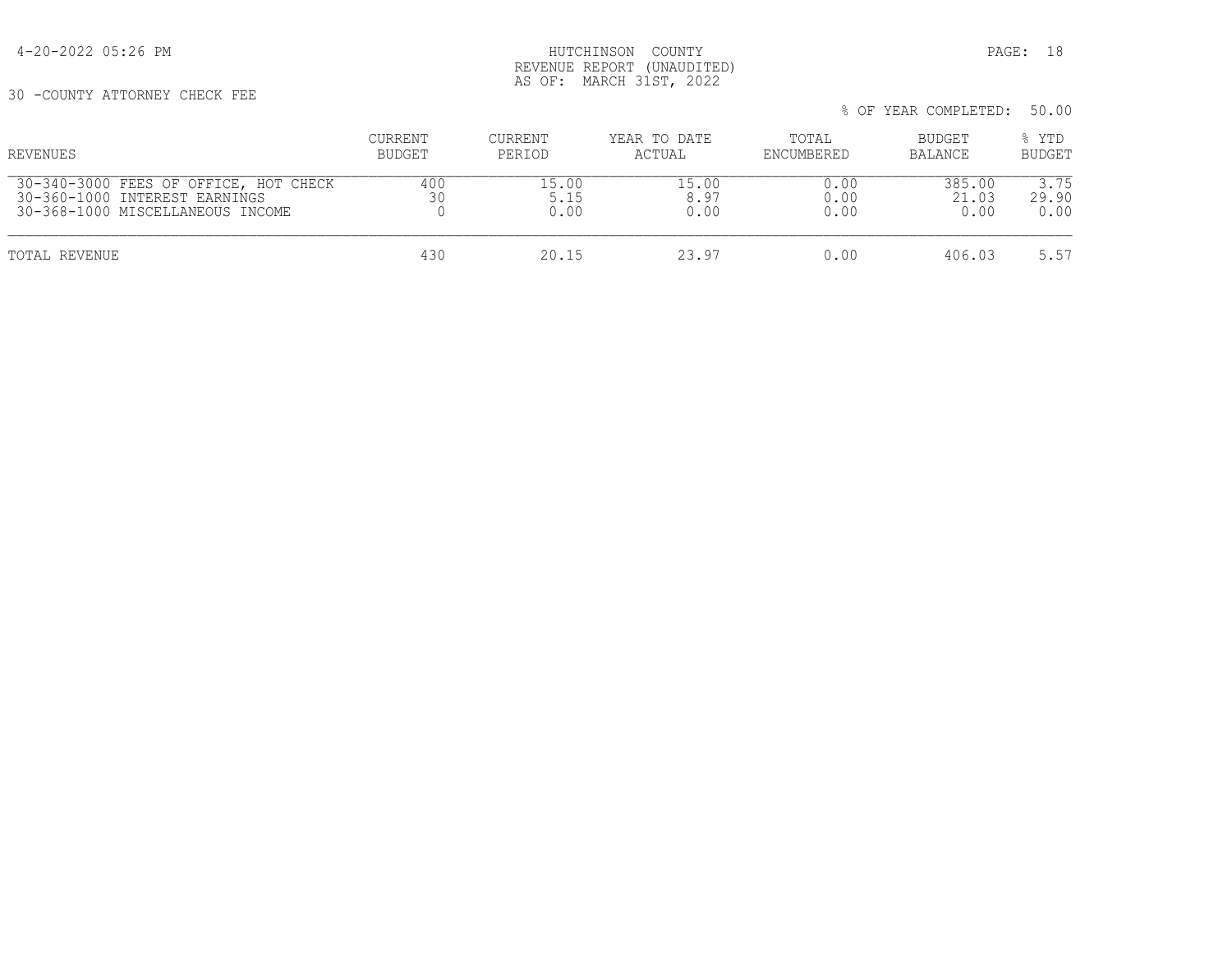HUTCHINSON COUNTY
REVENUE REPORT (UNAUDITED)
AS OF: MARCH 31ST, 2022

30 -COUNTY ATTORNEY CHECK FEE

% OF YEAR COMPLETED: 50.00

| REVENUES | CURRENT BUDGET | CURRENT PERIOD | YEAR TO DATE ACTUAL | TOTAL ENCUMBERED | BUDGET BALANCE | % YTD BUDGET |
|---|---|---|---|---|---|---|
| 30-340-3000 FEES OF OFFICE, HOT CHECK | 400 | 15.00 | 15.00 | 0.00 | 385.00 | 3.75 |
| 30-360-1000 INTEREST EARNINGS | 30 | 5.15 | 8.97 | 0.00 | 21.03 | 29.90 |
| 30-368-1000 MISCELLANEOUS INCOME | 0 | 0.00 | 0.00 | 0.00 | 0.00 | 0.00 |
| TOTAL REVENUE | 430 | 20.15 | 23.97 | 0.00 | 406.03 | 5.57 |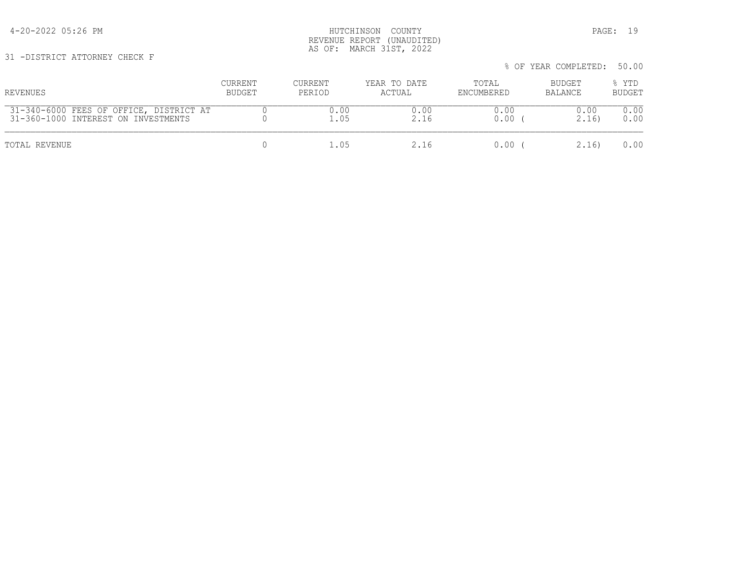HUTCHINSON COUNTY
REVENUE REPORT (UNAUDITED)
AS OF: MARCH 31ST, 2022

31 -DISTRICT ATTORNEY CHECK F

% OF YEAR COMPLETED: 50.00

| REVENUES | CURRENT BUDGET | CURRENT PERIOD | YEAR TO DATE ACTUAL | TOTAL ENCUMBERED | BUDGET BALANCE | % YTD BUDGET |
|---|---|---|---|---|---|---|
| 31-340-6000 FEES OF OFFICE, DISTRICT AT | 0 | 0.00 | 0.00 | 0.00 | 0.00 | 0.00 |
| 31-360-1000 INTEREST ON INVESTMENTS | 0 | 1.05 | 2.16 | 0.00 | ( 2.16) | 0.00 |
| TOTAL REVENUE | 0 | 1.05 | 2.16 | 0.00 | ( 2.16) | 0.00 |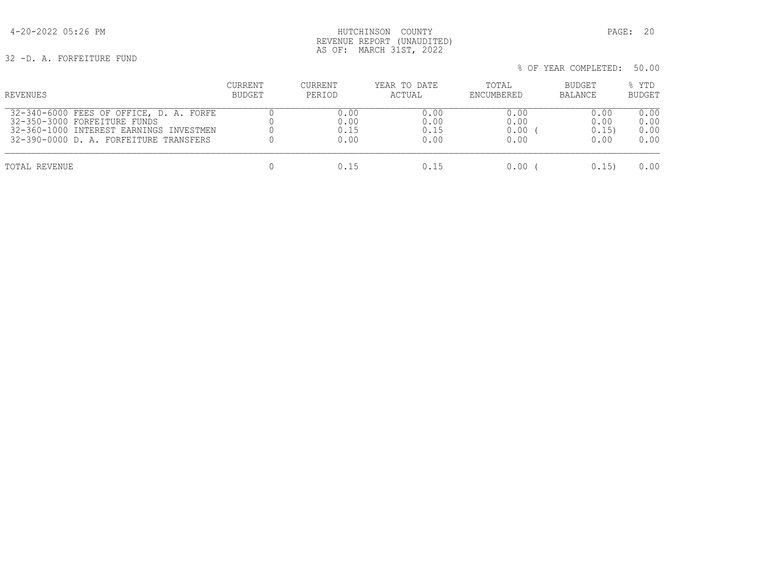4-20-2022 05:26 PM

HUTCHINSON COUNTY
REVENUE REPORT (UNAUDITED)
AS OF: MARCH 31ST, 2022

32 -D. A. FORFEITURE FUND

% OF YEAR COMPLETED: 50.00

| REVENUES | CURRENT BUDGET | CURRENT PERIOD | YEAR TO DATE ACTUAL | TOTAL ENCUMBERED | BUDGET BALANCE | % YTD BUDGET |
|---|---|---|---|---|---|---|
| 32-340-6000 FEES OF OFFICE, D. A. FORFE | 0 | 0.00 | 0.00 | 0.00 | 0.00 | 0.00 |
| 32-350-3000 FORFEITURE FUNDS | 0 | 0.00 | 0.00 | 0.00 | 0.00 | 0.00 |
| 32-360-1000 INTEREST EARNINGS INVESTMEN | 0 | 0.15 | 0.15 | 0.00 | (0.15) | 0.00 |
| 32-390-0000 D. A. FORFEITURE TRANSFERS | 0 | 0.00 | 0.00 | 0.00 | 0.00 | 0.00 |
| TOTAL REVENUE | 0 | 0.15 | 0.15 | 0.00 | (0.15) | 0.00 |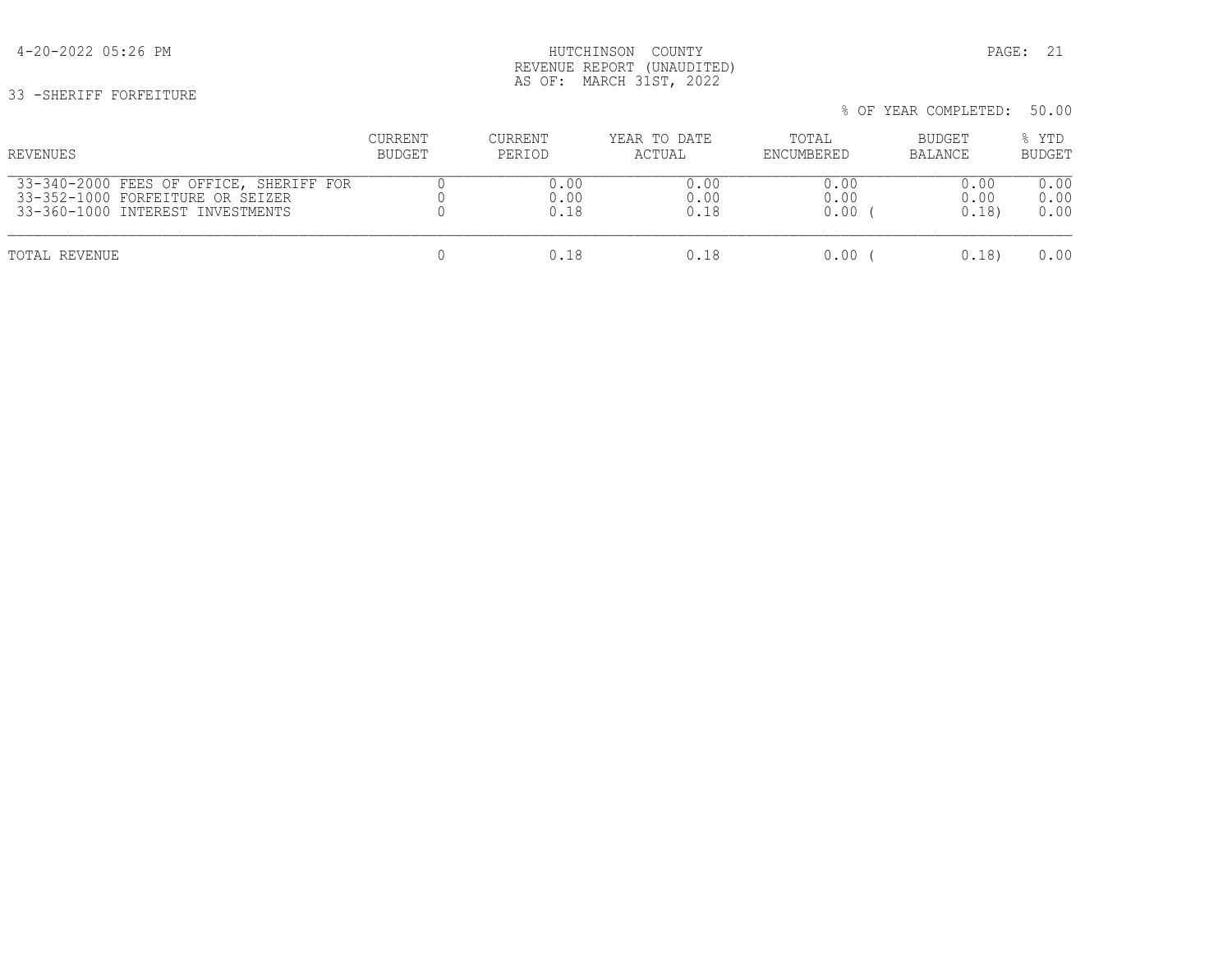HUTCHINSON COUNTY
REVENUE REPORT (UNAUDITED)
AS OF: MARCH 31ST, 2022

33 -SHERIFF FORFEITURE

% OF YEAR COMPLETED: 50.00

| REVENUES | CURRENT BUDGET | CURRENT PERIOD | YEAR TO DATE ACTUAL | TOTAL ENCUMBERED | BUDGET BALANCE | % YTD BUDGET |
|---|---|---|---|---|---|---|
| 33-340-2000 FEES OF OFFICE, SHERIFF FOR | 0 | 0.00 | 0.00 | 0.00 | 0.00 | 0.00 |
| 33-352-1000 FORFEITURE OR SEIZER | 0 | 0.00 | 0.00 | 0.00 | 0.00 | 0.00 |
| 33-360-1000 INTEREST INVESTMENTS | 0 | 0.18 | 0.18 | 0.00 | (0.18) | 0.00 |
| TOTAL REVENUE | 0 | 0.18 | 0.18 | 0.00 | (0.18) | 0.00 |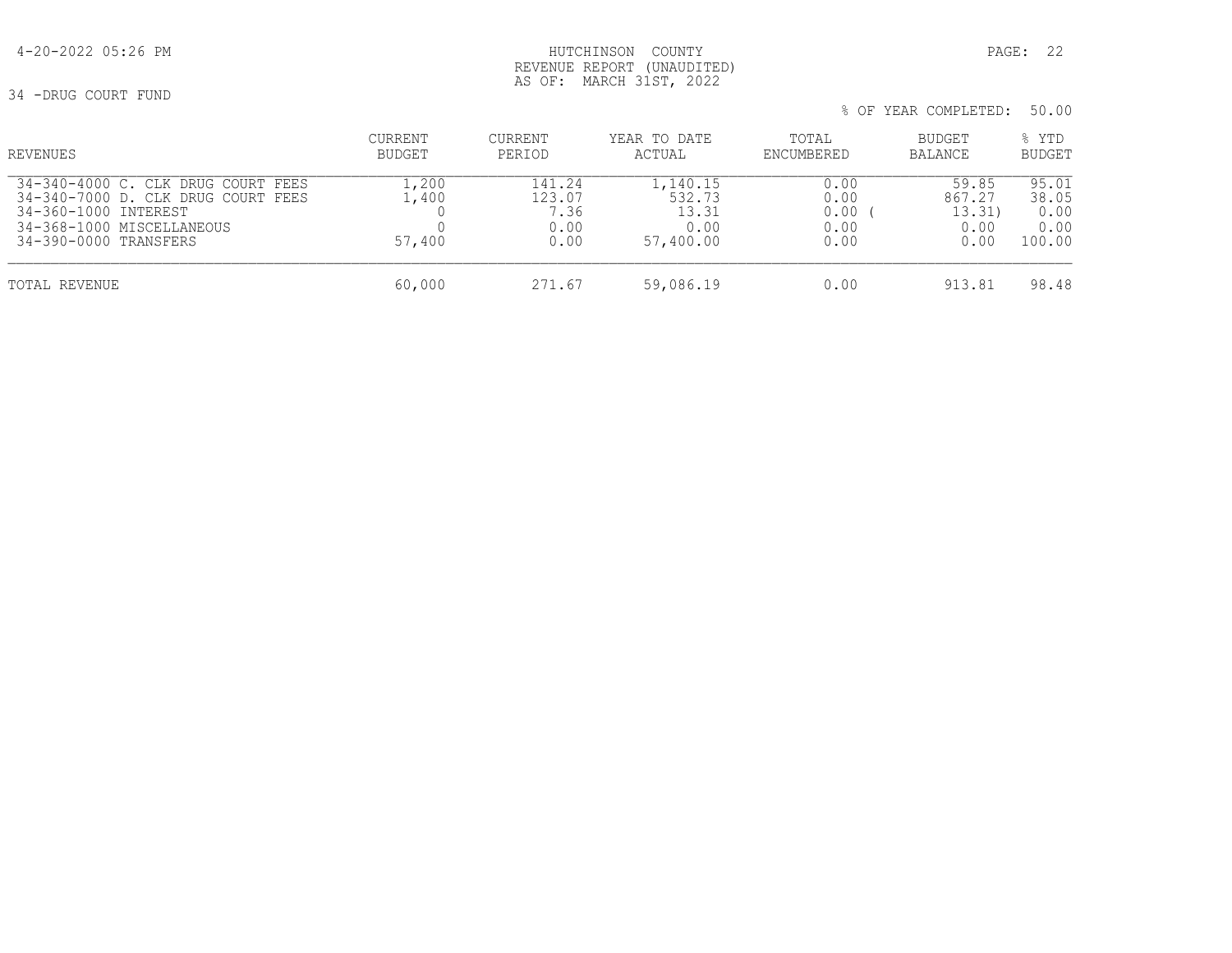HUTCHINSON COUNTY
REVENUE REPORT (UNAUDITED)
AS OF: MARCH 31ST, 2022

34 -DRUG COURT FUND

% OF YEAR COMPLETED: 50.00

| REVENUES | CURRENT BUDGET | CURRENT PERIOD | YEAR TO DATE ACTUAL | TOTAL ENCUMBERED | BUDGET BALANCE | % YTD BUDGET |
|---|---|---|---|---|---|---|
| 34-340-4000 C. CLK DRUG COURT FEES | 1,200 | 141.24 | 1,140.15 | 0.00 | 59.85 | 95.01 |
| 34-340-7000 D. CLK DRUG COURT FEES | 1,400 | 123.07 | 532.73 | 0.00 | 867.27 | 38.05 |
| 34-360-1000 INTEREST | 0 | 7.36 | 13.31 | 0.00 | ( 13.31) | 0.00 |
| 34-368-1000 MISCELLANEOUS | 0 | 0.00 | 0.00 | 0.00 | 0.00 | 0.00 |
| 34-390-0000 TRANSFERS | 57,400 | 0.00 | 57,400.00 | 0.00 | 0.00 | 100.00 |
| TOTAL REVENUE | 60,000 | 271.67 | 59,086.19 | 0.00 | 913.81 | 98.48 |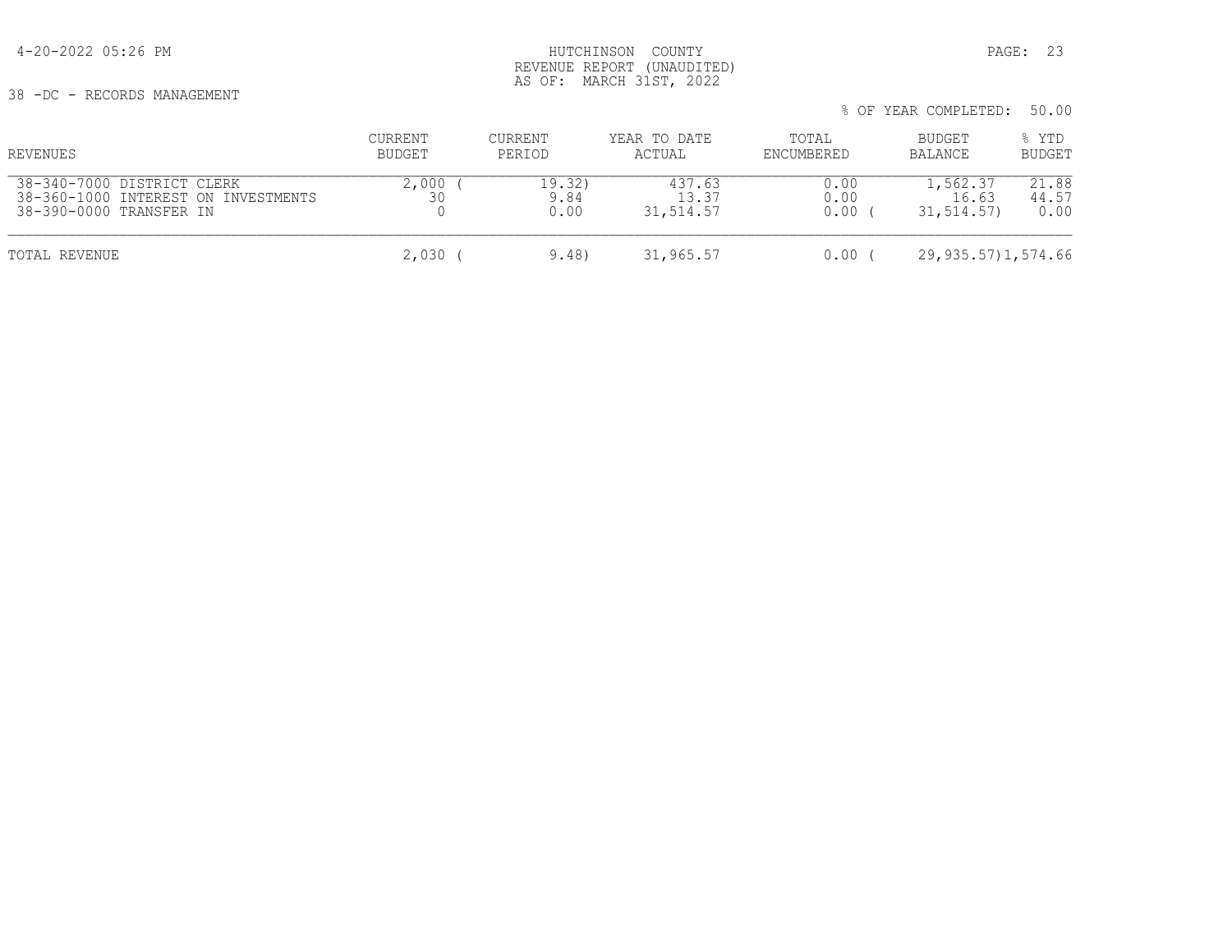38 -DC - RECORDS MANAGEMENT

HUTCHINSON COUNTY
REVENUE REPORT (UNAUDITED)
AS OF: MARCH 31ST, 2022

% OF YEAR COMPLETED: 50.00

| REVENUES | CURRENT BUDGET | CURRENT PERIOD | YEAR TO DATE ACTUAL | TOTAL ENCUMBERED | BUDGET BALANCE | % YTD BUDGET |
|---|---|---|---|---|---|---|
| 38-340-7000 DISTRICT CLERK | 2,000 | ( 19.32) | 437.63 | 0.00 | 1,562.37 | 21.88 |
| 38-360-1000 INTEREST ON INVESTMENTS | 30 | 9.84 | 13.37 | 0.00 | 16.63 | 44.57 |
| 38-390-0000 TRANSFER IN | 0 | 0.00 | 31,514.57 | 0.00 | ( 31,514.57) | 0.00 |
| TOTAL REVENUE | 2,030 | ( 9.48) | 31,965.57 | 0.00 | ( 29,935.57) | 1,574.66 |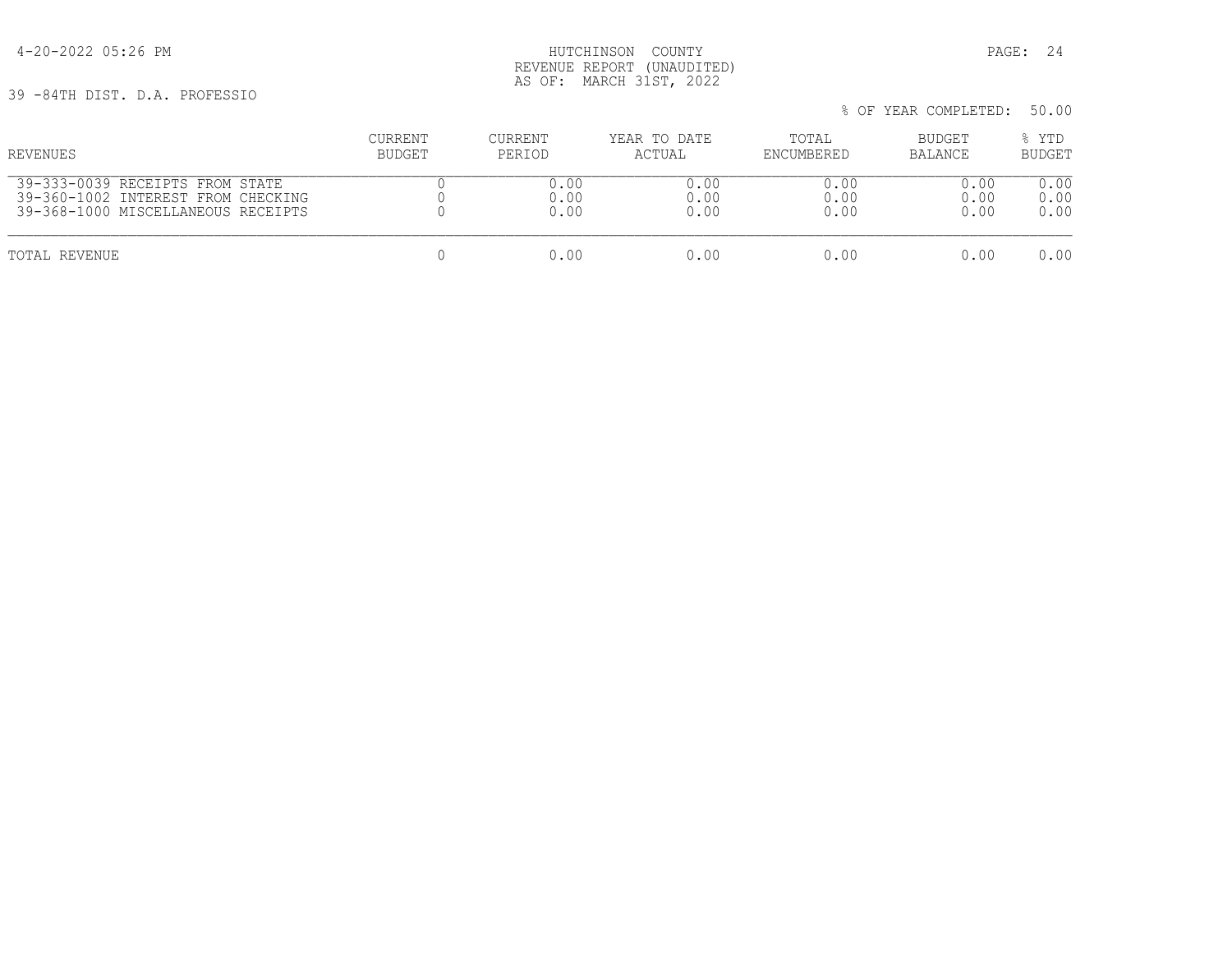4-20-2022 05:26 PM

HUTCHINSON COUNTY
REVENUE REPORT (UNAUDITED)
AS OF: MARCH 31ST, 2022

39 -84TH DIST. D.A. PROFESSIO

% OF YEAR COMPLETED: 50.00

| REVENUES | CURRENT BUDGET | CURRENT PERIOD | YEAR TO DATE ACTUAL | TOTAL ENCUMBERED | BUDGET BALANCE | % YTD BUDGET |
|---|---|---|---|---|---|---|
| 39-333-0039 RECEIPTS FROM STATE | 0 | 0.00 | 0.00 | 0.00 | 0.00 | 0.00 |
| 39-360-1002 INTEREST FROM CHECKING | 0 | 0.00 | 0.00 | 0.00 | 0.00 | 0.00 |
| 39-368-1000 MISCELLANEOUS RECEIPTS | 0 | 0.00 | 0.00 | 0.00 | 0.00 | 0.00 |
| TOTAL REVENUE | 0 | 0.00 | 0.00 | 0.00 | 0.00 | 0.00 |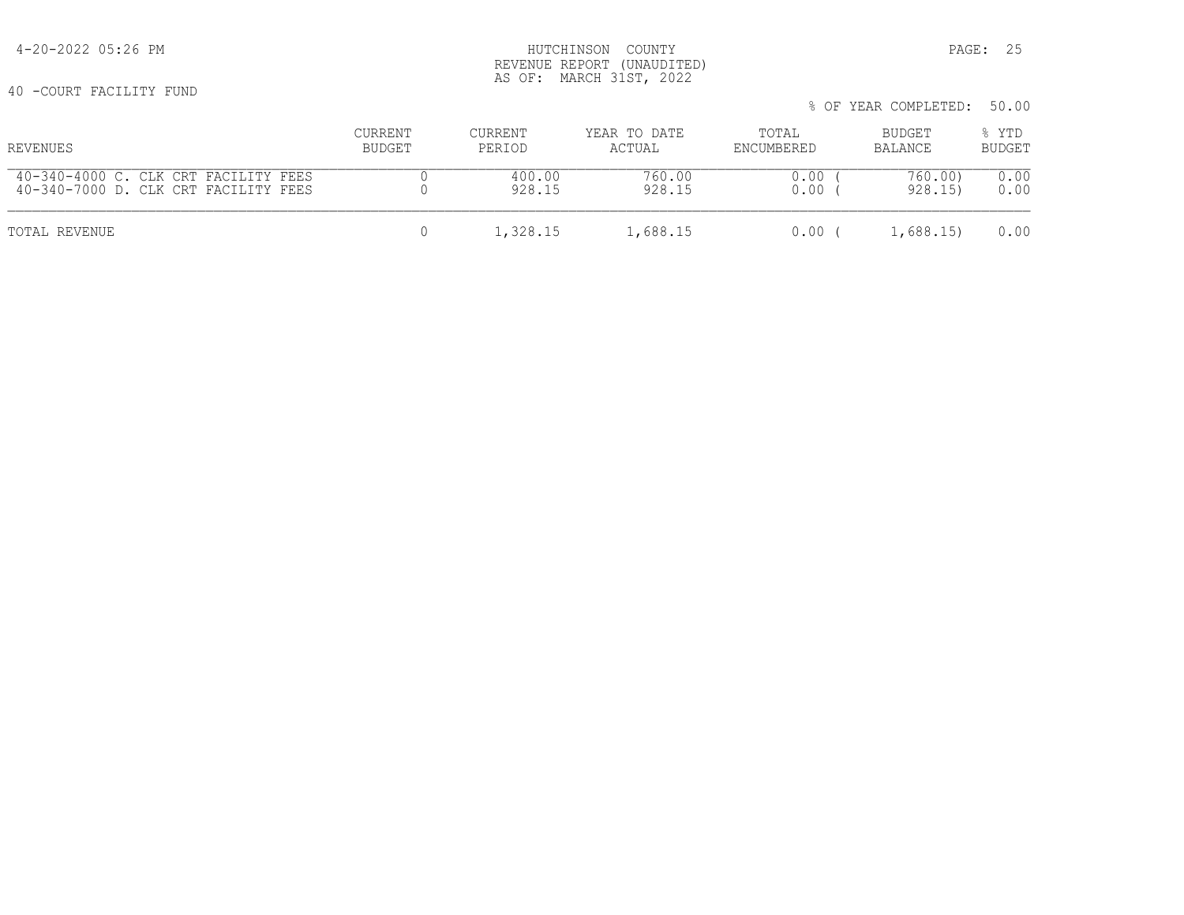HUTCHINSON COUNTY
REVENUE REPORT (UNAUDITED)
AS OF: MARCH 31ST, 2022

40 -COURT FACILITY FUND

% OF YEAR COMPLETED: 50.00

| REVENUES | CURRENT BUDGET | CURRENT PERIOD | YEAR TO DATE ACTUAL | TOTAL ENCUMBERED | BUDGET BALANCE | % YTD BUDGET |
|---|---|---|---|---|---|---|
| 40-340-4000 C. CLK CRT FACILITY FEES | 0 | 400.00 | 760.00 | 0.00 | ( 760.00) | 0.00 |
| 40-340-7000 D. CLK CRT FACILITY FEES | 0 | 928.15 | 928.15 | 0.00 | ( 928.15) | 0.00 |
| TOTAL REVENUE | 0 | 1,328.15 | 1,688.15 | 0.00 | ( 1,688.15) | 0.00 |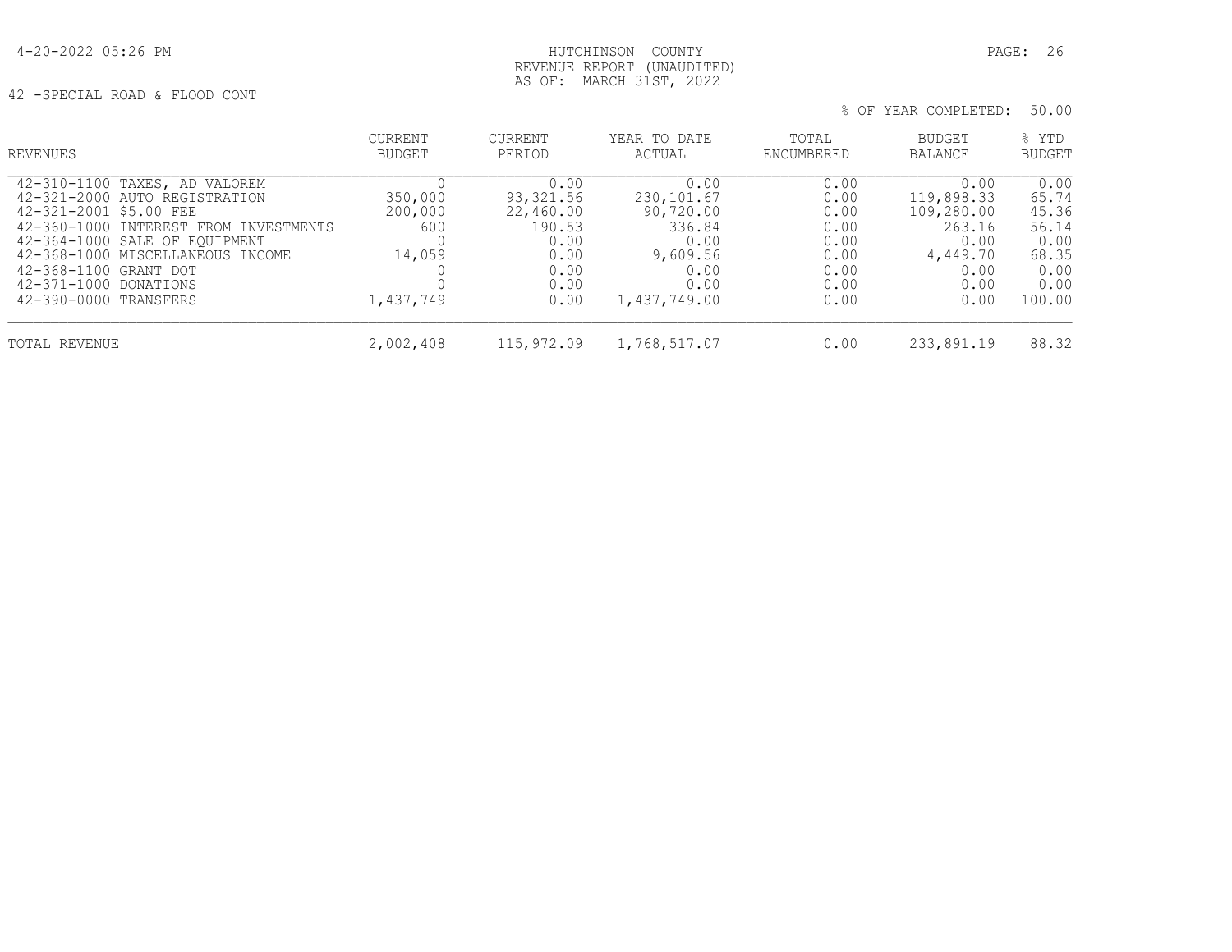HUTCHINSON COUNTY
REVENUE REPORT (UNAUDITED)
AS OF: MARCH 31ST, 2022

42 -SPECIAL ROAD & FLOOD CONT

% OF YEAR COMPLETED: 50.00

| REVENUES | CURRENT BUDGET | CURRENT PERIOD | YEAR TO DATE ACTUAL | TOTAL ENCUMBERED | BUDGET BALANCE | % YTD BUDGET |
|---|---|---|---|---|---|---|
| 42-310-1100 TAXES, AD VALOREM | 0 | 0.00 | 0.00 | 0.00 | 0.00 | 0.00 |
| 42-321-2000 AUTO REGISTRATION | 350,000 | 93,321.56 | 230,101.67 | 0.00 | 119,898.33 | 65.74 |
| 42-321-2001 $5.00 FEE | 200,000 | 22,460.00 | 90,720.00 | 0.00 | 109,280.00 | 45.36 |
| 42-360-1000 INTEREST FROM INVESTMENTS | 600 | 190.53 | 336.84 | 0.00 | 263.16 | 56.14 |
| 42-364-1000 SALE OF EQUIPMENT | 0 | 0.00 | 0.00 | 0.00 | 0.00 | 0.00 |
| 42-368-1000 MISCELLANEOUS INCOME | 14,059 | 0.00 | 9,609.56 | 0.00 | 4,449.70 | 68.35 |
| 42-368-1100 GRANT DOT | 0 | 0.00 | 0.00 | 0.00 | 0.00 | 0.00 |
| 42-371-1000 DONATIONS | 0 | 0.00 | 0.00 | 0.00 | 0.00 | 0.00 |
| 42-390-0000 TRANSFERS | 1,437,749 | 0.00 | 1,437,749.00 | 0.00 | 0.00 | 100.00 |
| TOTAL REVENUE | 2,002,408 | 115,972.09 | 1,768,517.07 | 0.00 | 233,891.19 | 88.32 |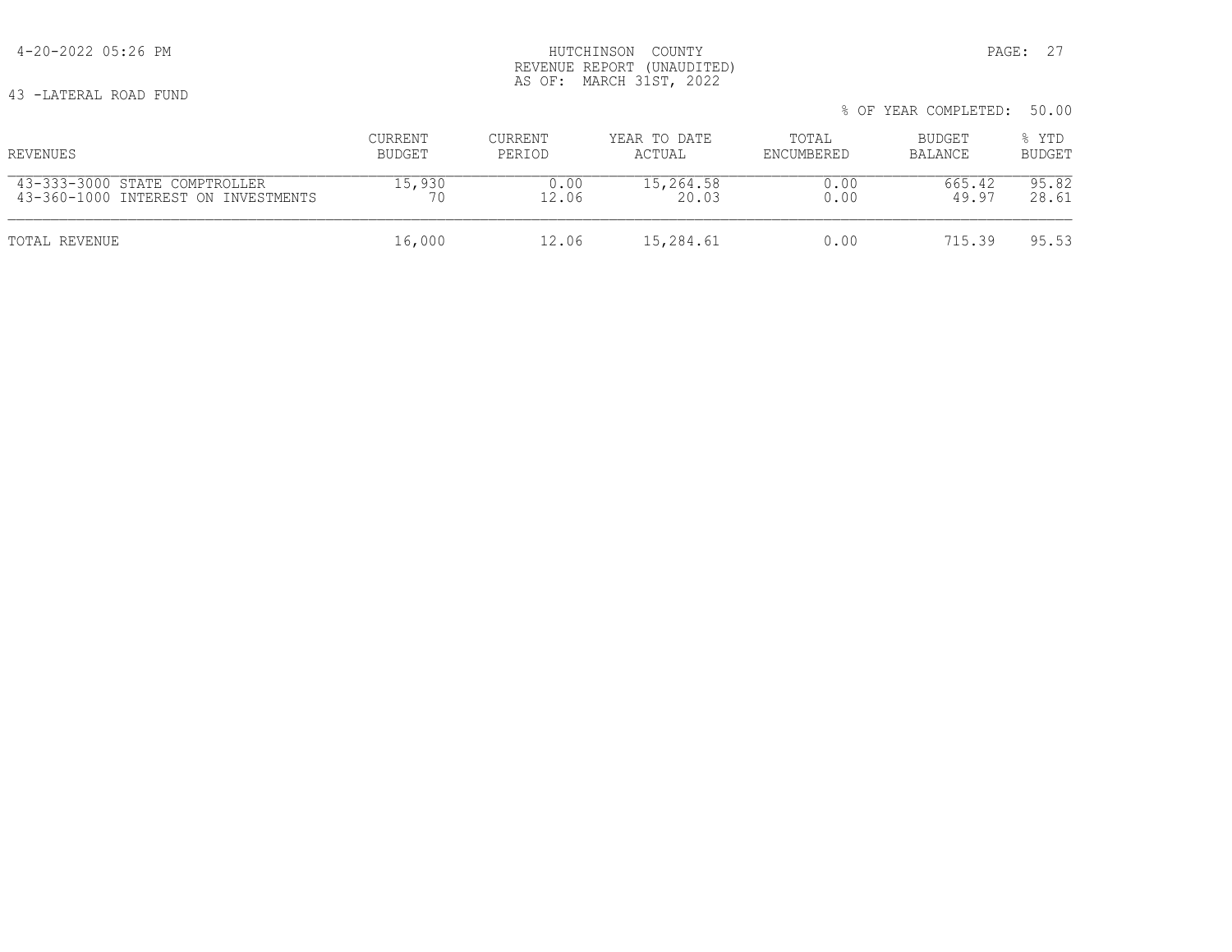HUTCHINSON COUNTY
REVENUE REPORT (UNAUDITED)
AS OF: MARCH 31ST, 2022

43 -LATERAL ROAD FUND

% OF YEAR COMPLETED: 50.00

| REVENUES | CURRENT BUDGET | CURRENT PERIOD | YEAR TO DATE ACTUAL | TOTAL ENCUMBERED | BUDGET BALANCE | % YTD BUDGET |
|---|---|---|---|---|---|---|
| 43-333-3000 STATE COMPTROLLER | 15,930 | 0.00 | 15,264.58 | 0.00 | 665.42 | 95.82 |
| 43-360-1000 INTEREST ON INVESTMENTS | 70 | 12.06 | 20.03 | 0.00 | 49.97 | 28.61 |
| TOTAL REVENUE | 16,000 | 12.06 | 15,284.61 | 0.00 | 715.39 | 95.53 |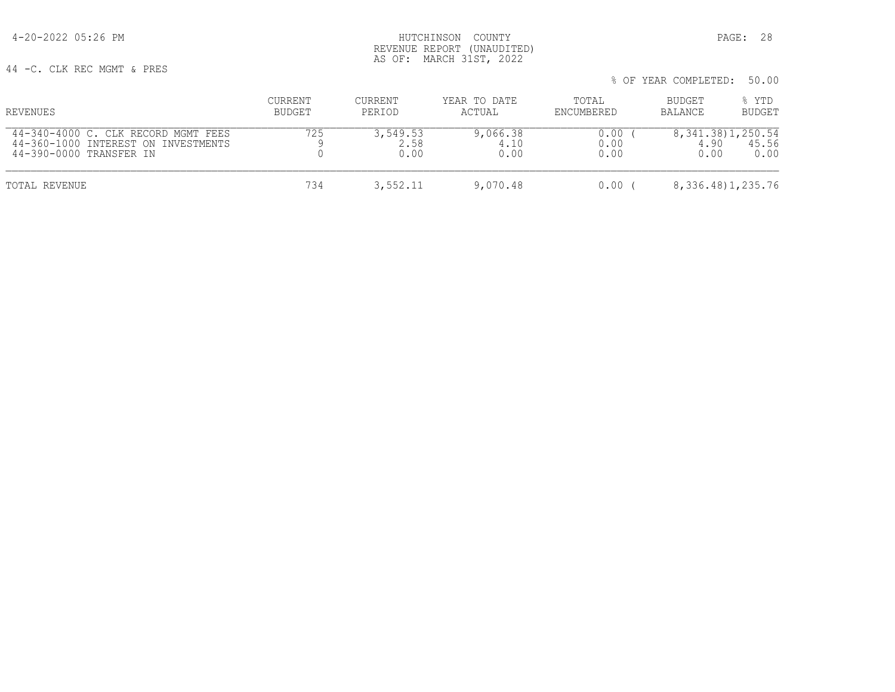HUTCHINSON COUNTY
REVENUE REPORT (UNAUDITED)
AS OF: MARCH 31ST, 2022

44 -C. CLK REC MGMT & PRES

% OF YEAR COMPLETED: 50.00

| REVENUES | CURRENT BUDGET | CURRENT PERIOD | YEAR TO DATE ACTUAL | TOTAL ENCUMBERED | BUDGET BALANCE | % YTD BUDGET |
|---|---|---|---|---|---|---|
| 44-340-4000 C. CLK RECORD MGMT FEES | 725 | 3,549.53 | 9,066.38 | 0.00 | ( 8,341.38) | 1,250.54 |
| 44-360-1000 INTEREST ON INVESTMENTS | 9 | 2.58 | 4.10 | 0.00 | 4.90 | 45.56 |
| 44-390-0000 TRANSFER IN | 0 | 0.00 | 0.00 | 0.00 | 0.00 | 0.00 |
| TOTAL REVENUE | 734 | 3,552.11 | 9,070.48 | 0.00 | ( 8,336.48) | 1,235.76 |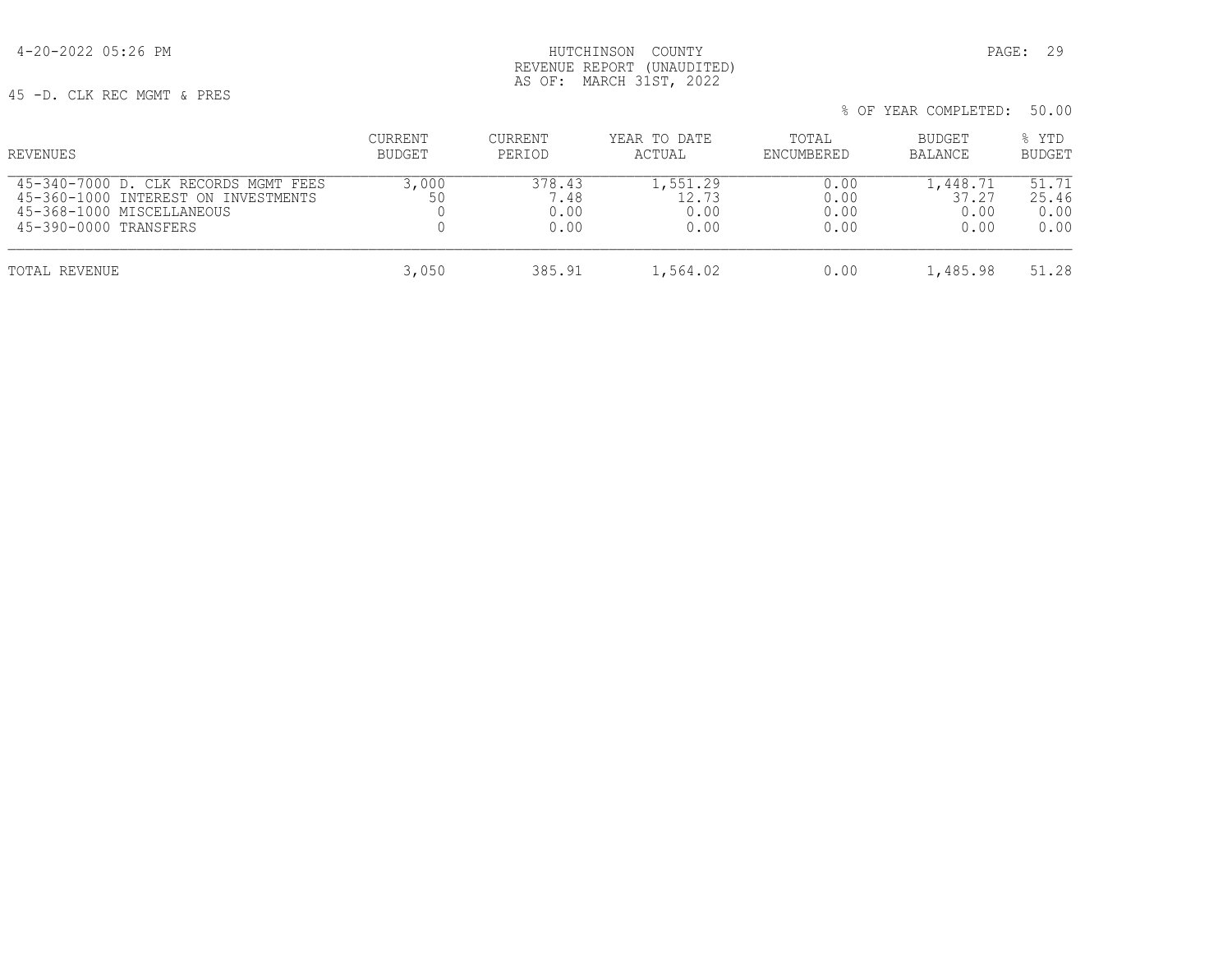HUTCHINSON COUNTY
REVENUE REPORT (UNAUDITED)
AS OF: MARCH 31ST, 2022

45 -D. CLK REC MGMT & PRES

% OF YEAR COMPLETED: 50.00

| REVENUES | CURRENT BUDGET | CURRENT PERIOD | YEAR TO DATE ACTUAL | TOTAL ENCUMBERED | BUDGET BALANCE | % YTD BUDGET |
|---|---|---|---|---|---|---|
| 45-340-7000 D. CLK RECORDS MGMT FEES | 3,000 | 378.43 | 1,551.29 | 0.00 | 1,448.71 | 51.71 |
| 45-360-1000 INTEREST ON INVESTMENTS | 50 | 7.48 | 12.73 | 0.00 | 37.27 | 25.46 |
| 45-368-1000 MISCELLANEOUS | 0 | 0.00 | 0.00 | 0.00 | 0.00 | 0.00 |
| 45-390-0000 TRANSFERS | 0 | 0.00 | 0.00 | 0.00 | 0.00 | 0.00 |
| TOTAL REVENUE | 3,050 | 385.91 | 1,564.02 | 0.00 | 1,485.98 | 51.28 |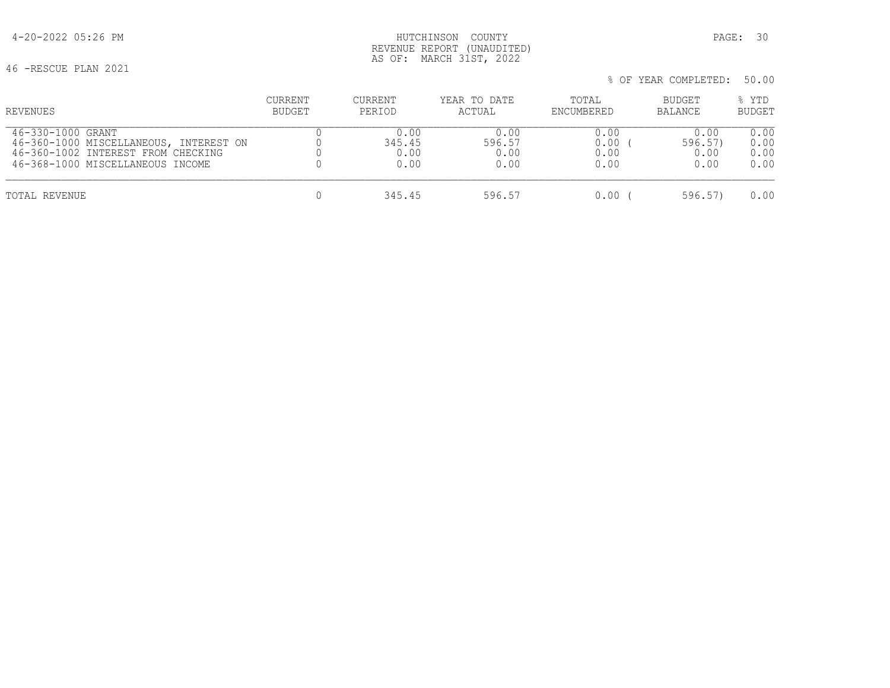4-20-2022 05:26 PM

HUTCHINSON COUNTY
REVENUE REPORT (UNAUDITED)
AS OF: MARCH 31ST, 2022

46 -RESCUE PLAN 2021

% OF YEAR COMPLETED: 50.00

| REVENUES | CURRENT BUDGET | CURRENT PERIOD | YEAR TO DATE ACTUAL | TOTAL ENCUMBERED | BUDGET BALANCE | % YTD BUDGET |
|---|---|---|---|---|---|---|
| 46-330-1000 GRANT | 0 | 0.00 | 0.00 | 0.00 | 0.00 | 0.00 |
| 46-360-1000 MISCELLANEOUS, INTEREST ON | 0 | 345.45 | 596.57 | 0.00 | ( 596.57) | 0.00 |
| 46-360-1002 INTEREST FROM CHECKING | 0 | 0.00 | 0.00 | 0.00 | 0.00 | 0.00 |
| 46-368-1000 MISCELLANEOUS INCOME | 0 | 0.00 | 0.00 | 0.00 | 0.00 | 0.00 |
| TOTAL REVENUE | 0 | 345.45 | 596.57 | 0.00 | ( 596.57) | 0.00 |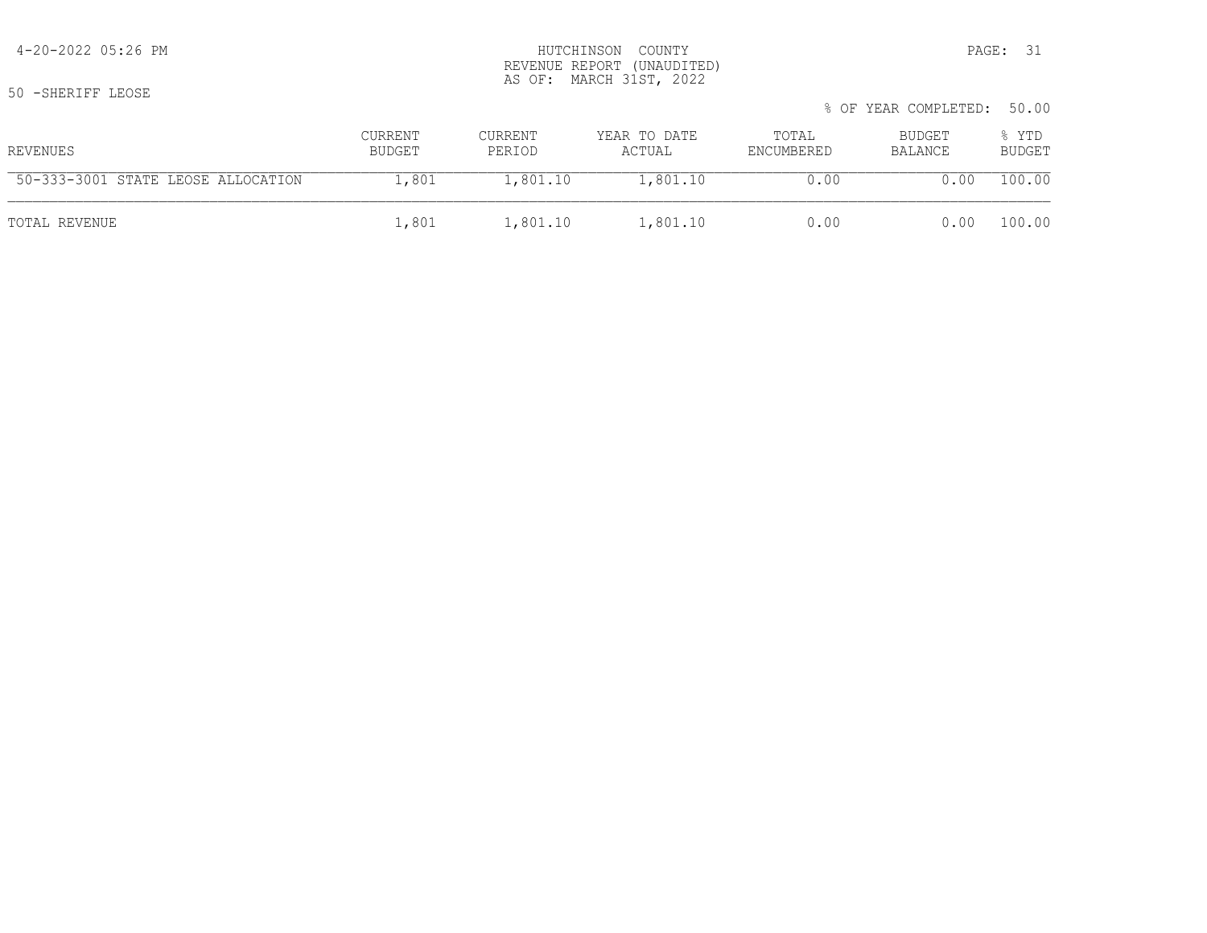HUTCHINSON COUNTY
REVENUE REPORT (UNAUDITED)
AS OF: MARCH 31ST, 2022

50 -SHERIFF LEOSE

% OF YEAR COMPLETED: 50.00

| REVENUES | CURRENT BUDGET | CURRENT PERIOD | YEAR TO DATE ACTUAL | TOTAL ENCUMBERED | BUDGET BALANCE | % YTD BUDGET |
|---|---|---|---|---|---|---|
| 50-333-3001 STATE LEOSE ALLOCATION | 1,801 | 1,801.10 | 1,801.10 | 0.00 | 0.00 | 100.00 |
| TOTAL REVENUE | 1,801 | 1,801.10 | 1,801.10 | 0.00 | 0.00 | 100.00 |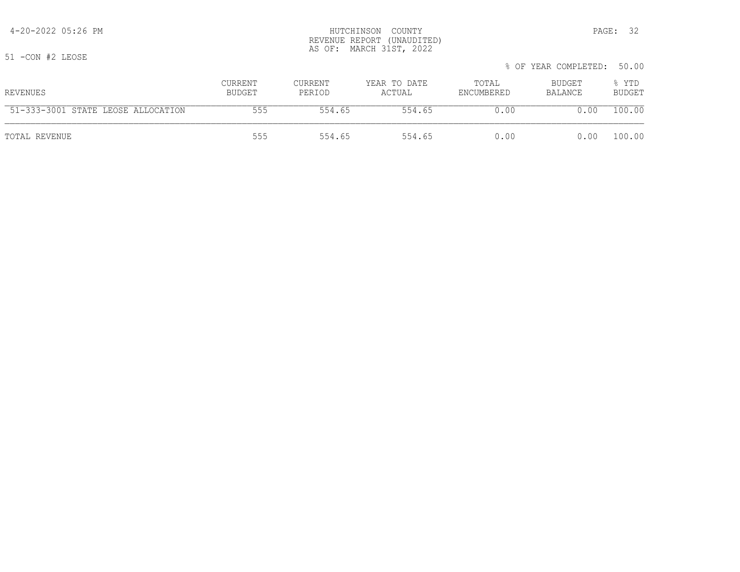HUTCHINSON COUNTY
REVENUE REPORT (UNAUDITED)
AS OF: MARCH 31ST, 2022

51 -CON #2 LEOSE

% OF YEAR COMPLETED: 50.00

| REVENUES | CURRENT BUDGET | CURRENT PERIOD | YEAR TO DATE ACTUAL | TOTAL ENCUMBERED | BUDGET BALANCE | % YTD BUDGET |
|---|---|---|---|---|---|---|
| 51-333-3001 STATE LEOSE ALLOCATION | 555 | 554.65 | 554.65 | 0.00 | 0.00 | 100.00 |
| TOTAL REVENUE | 555 | 554.65 | 554.65 | 0.00 | 0.00 | 100.00 |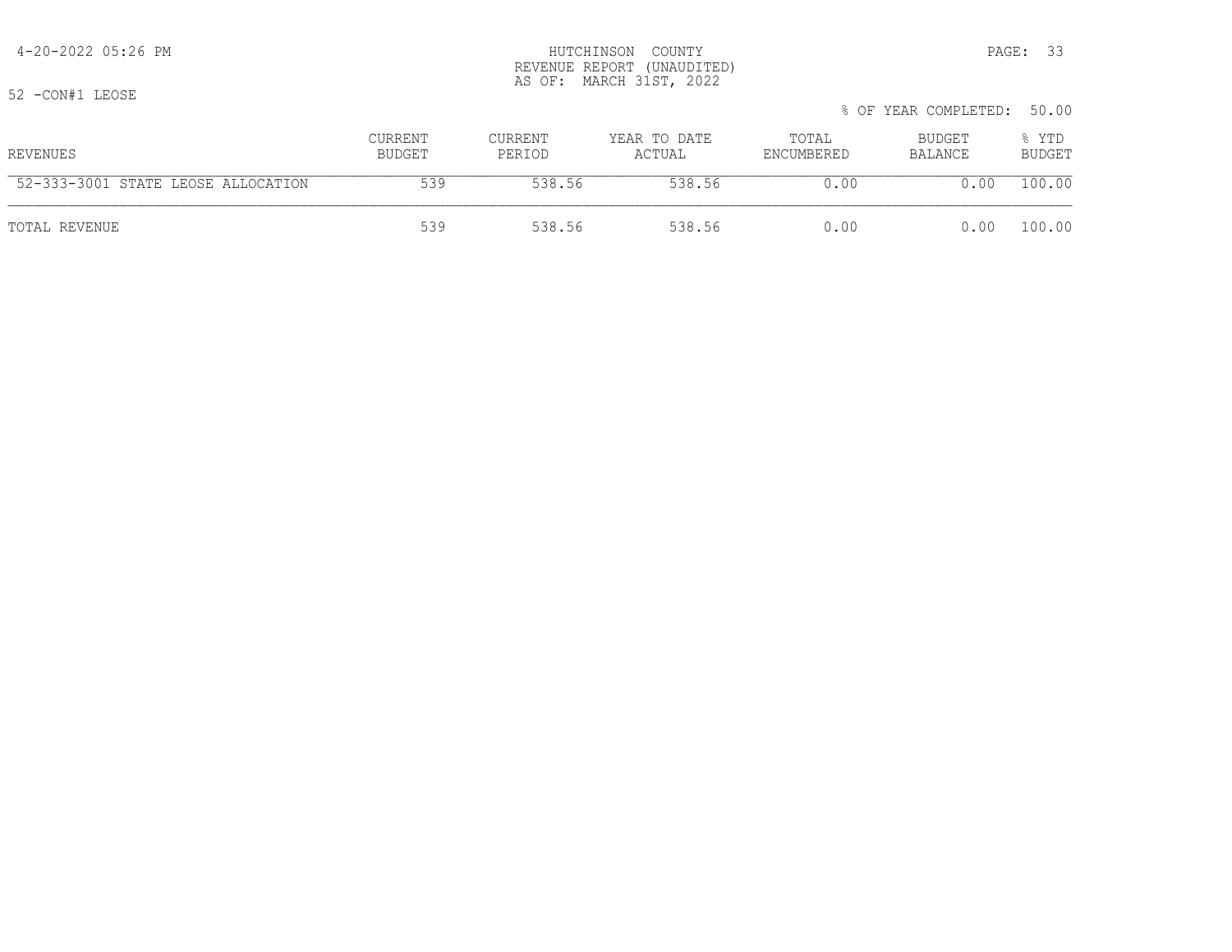52 -CON#1 LEOSE

% OF YEAR COMPLETED: 50.00

| REVENUES | CURRENT BUDGET | CURRENT PERIOD | YEAR TO DATE ACTUAL | TOTAL ENCUMBERED | BUDGET BALANCE | % YTD BUDGET |
|---|---|---|---|---|---|---|
| 52-333-3001 STATE LEOSE ALLOCATION | 539 | 538.56 | 538.56 | 0.00 | 0.00 | 100.00 |
| TOTAL REVENUE | 539 | 538.56 | 538.56 | 0.00 | 0.00 | 100.00 |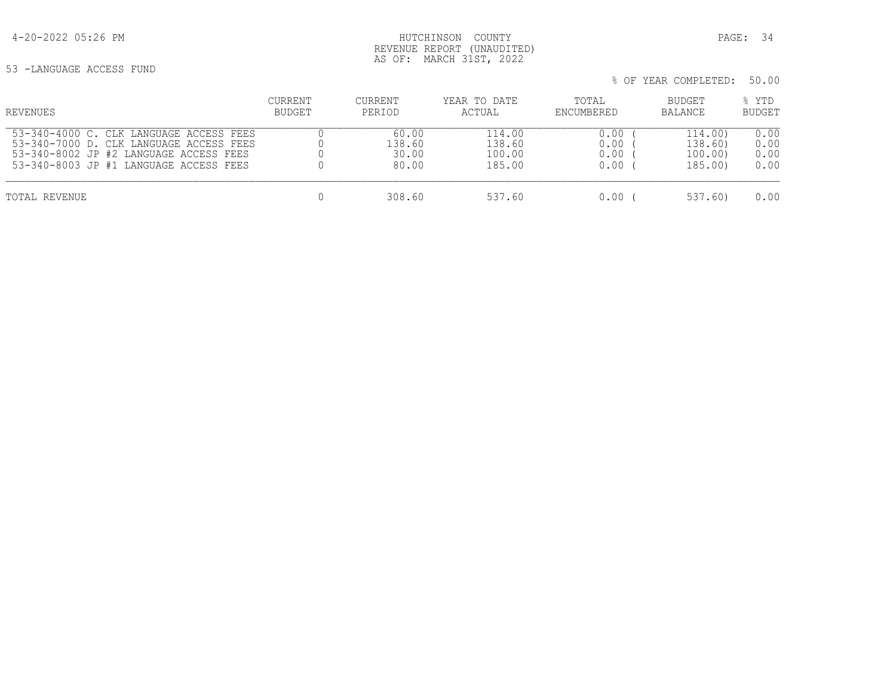# HUTCHINSON COUNTY
## REVENUE REPORT (UNAUDITED)
## AS OF: MARCH 31ST, 2022

4-20-2022 05:26 PM

53 -LANGUAGE ACCESS FUND

% OF YEAR COMPLETED: 50.00

| REVENUES | CURRENT BUDGET | CURRENT PERIOD | YEAR TO DATE ACTUAL | TOTAL ENCUMBERED | BUDGET BALANCE | % YTD BUDGET |
|---|---|---|---|---|---|---|
| 53-340-4000 C. CLK LANGUAGE ACCESS FEES | 0 | 60.00 | 114.00 | 0.00 | ( 114.00) | 0.00 |
| 53-340-7000 D. CLK LANGUAGE ACCESS FEES | 0 | 138.60 | 138.60 | 0.00 | ( 138.60) | 0.00 |
| 53-340-8002 JP #2 LANGUAGE ACCESS FEES | 0 | 30.00 | 100.00 | 0.00 | ( 100.00) | 0.00 |
| 53-340-8003 JP #1 LANGUAGE ACCESS FEES | 0 | 80.00 | 185.00 | 0.00 | ( 185.00) | 0.00 |
| TOTAL REVENUE | 0 | 308.60 | 537.60 | 0.00 | ( 537.60) | 0.00 |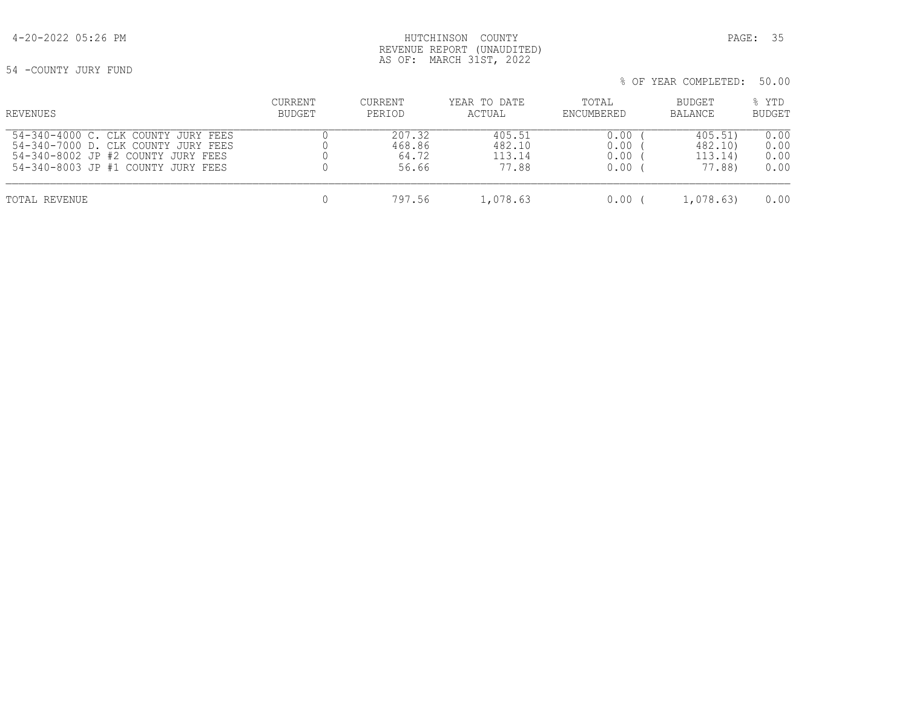HUTCHINSON COUNTY
REVENUE REPORT (UNAUDITED)
AS OF: MARCH 31ST, 2022

54 -COUNTY JURY FUND

% OF YEAR COMPLETED: 50.00

| REVENUES | CURRENT BUDGET | CURRENT PERIOD | YEAR TO DATE ACTUAL | TOTAL ENCUMBERED | BUDGET BALANCE | % YTD BUDGET |
|---|---|---|---|---|---|---|
| 54-340-4000 C. CLK COUNTY JURY FEES | 0 | 207.32 | 405.51 | 0.00 | ( 405.51) | 0.00 |
| 54-340-7000 D. CLK COUNTY JURY FEES | 0 | 468.86 | 482.10 | 0.00 | ( 482.10) | 0.00 |
| 54-340-8002 JP #2 COUNTY JURY FEES | 0 | 64.72 | 113.14 | 0.00 | ( 113.14) | 0.00 |
| 54-340-8003 JP #1 COUNTY JURY FEES | 0 | 56.66 | 77.88 | 0.00 | ( 77.88) | 0.00 |
| TOTAL REVENUE | 0 | 797.56 | 1,078.63 | 0.00 | ( 1,078.63) | 0.00 |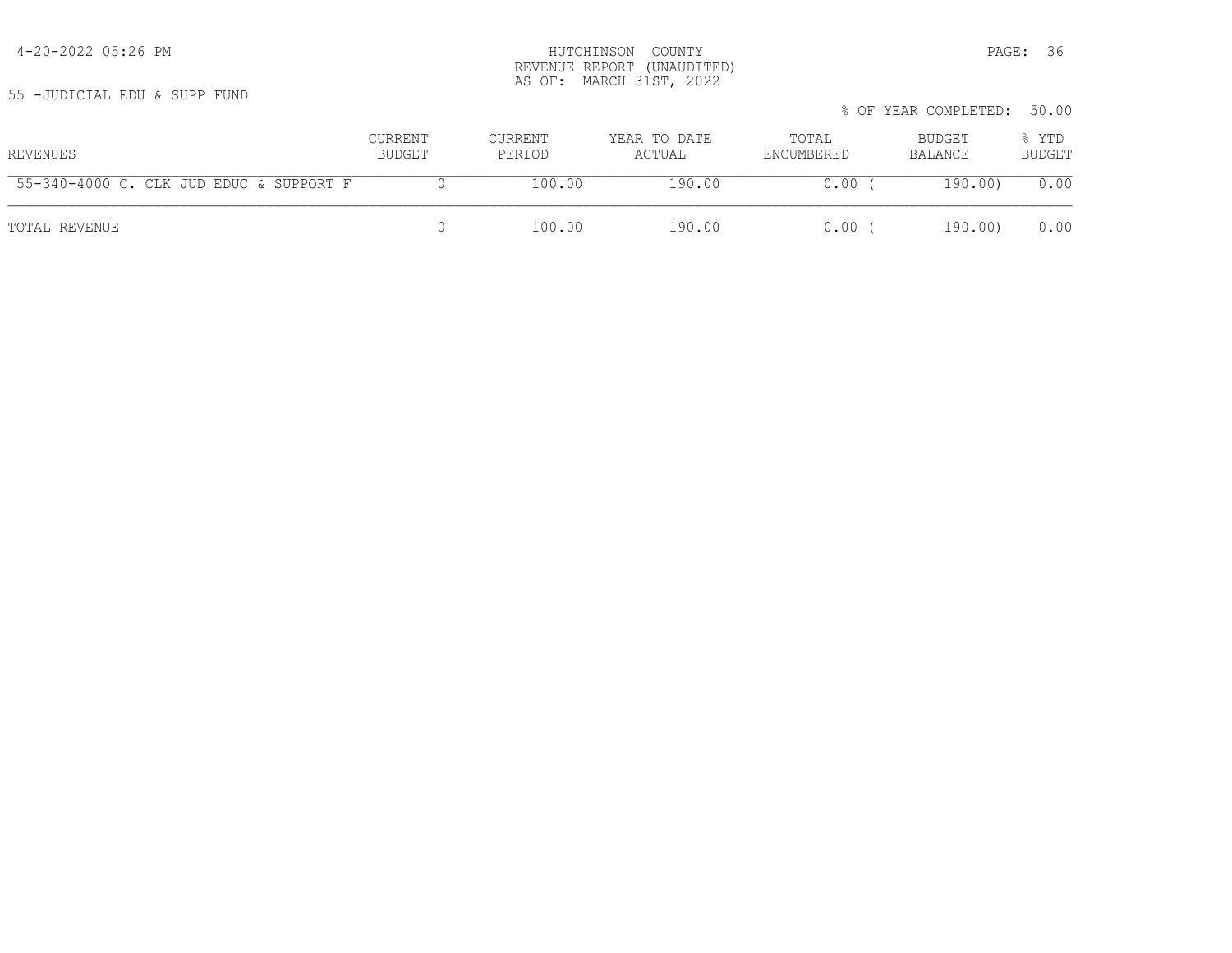HUTCHINSON COUNTY
REVENUE REPORT (UNAUDITED)
AS OF: MARCH 31ST, 2022

55 -JUDICIAL EDU & SUPP FUND

% OF YEAR COMPLETED: 50.00

| REVENUES | CURRENT BUDGET | CURRENT PERIOD | YEAR TO DATE ACTUAL | TOTAL ENCUMBERED | BUDGET BALANCE | % YTD BUDGET |
|---|---|---|---|---|---|---|
| 55-340-4000 C. CLK JUD EDUC & SUPPORT F | 0 | 100.00 | 190.00 | 0.00 | ( 190.00) | 0.00 |
| TOTAL REVENUE | 0 | 100.00 | 190.00 | 0.00 | ( 190.00) | 0.00 |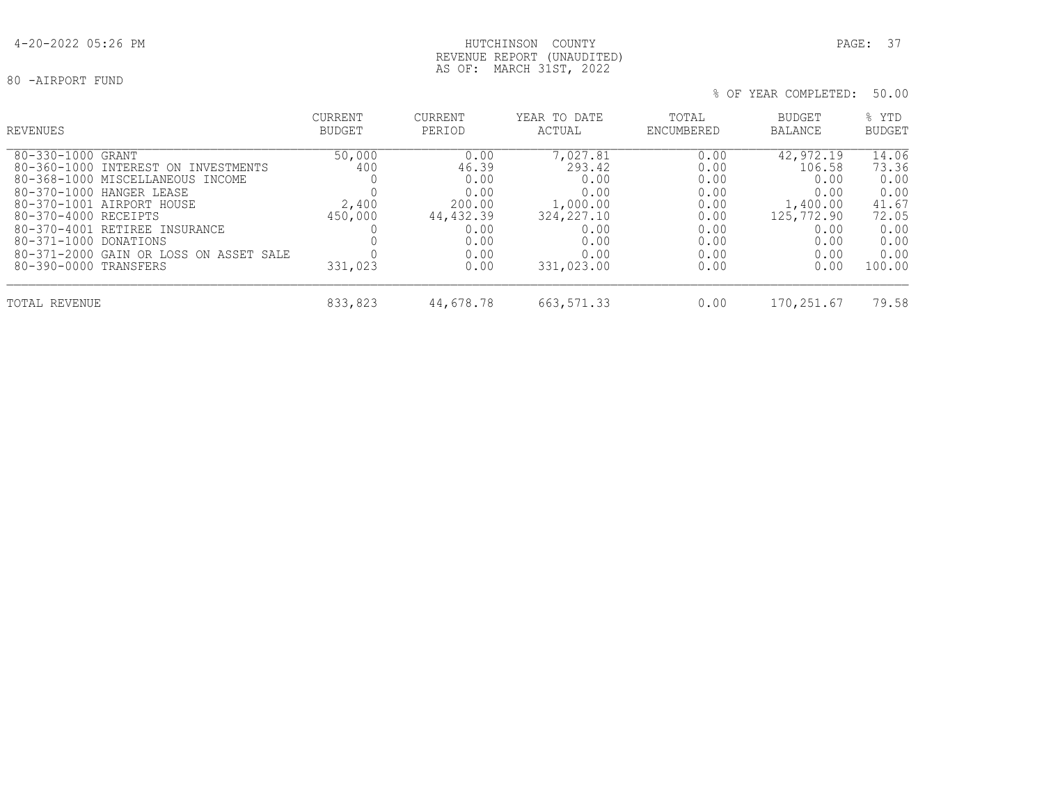# HUTCHINSON COUNTY

REVENUE REPORT (UNAUDITED)

AS OF: MARCH 31ST, 2022

4-20-2022 05:26 PM

80 -AIRPORT FUND

% OF YEAR COMPLETED: 50.00

| REVENUES | CURRENT BUDGET | CURRENT PERIOD | YEAR TO DATE ACTUAL | TOTAL ENCUMBERED | BUDGET BALANCE | % YTD BUDGET |
|---|---|---|---|---|---|---|
| 80-330-1000 GRANT | 50,000 | 0.00 | 7,027.81 | 0.00 | 42,972.19 | 14.06 |
| 80-360-1000 INTEREST ON INVESTMENTS | 400 | 46.39 | 293.42 | 0.00 | 106.58 | 73.36 |
| 80-368-1000 MISCELLANEOUS INCOME | 0 | 0.00 | 0.00 | 0.00 | 0.00 | 0.00 |
| 80-370-1000 HANGER LEASE | 0 | 0.00 | 0.00 | 0.00 | 0.00 | 0.00 |
| 80-370-1001 AIRPORT HOUSE | 2,400 | 200.00 | 1,000.00 | 0.00 | 1,400.00 | 41.67 |
| 80-370-4000 RECEIPTS | 450,000 | 44,432.39 | 324,227.10 | 0.00 | 125,772.90 | 72.05 |
| 80-370-4001 RETIREE INSURANCE | 0 | 0.00 | 0.00 | 0.00 | 0.00 | 0.00 |
| 80-371-1000 DONATIONS | 0 | 0.00 | 0.00 | 0.00 | 0.00 | 0.00 |
| 80-371-2000 GAIN OR LOSS ON ASSET SALE | 0 | 0.00 | 0.00 | 0.00 | 0.00 | 0.00 |
| 80-390-0000 TRANSFERS | 331,023 | 0.00 | 331,023.00 | 0.00 | 0.00 | 100.00 |
| TOTAL REVENUE | 833,823 | 44,678.78 | 663,571.33 | 0.00 | 170,251.67 | 79.58 |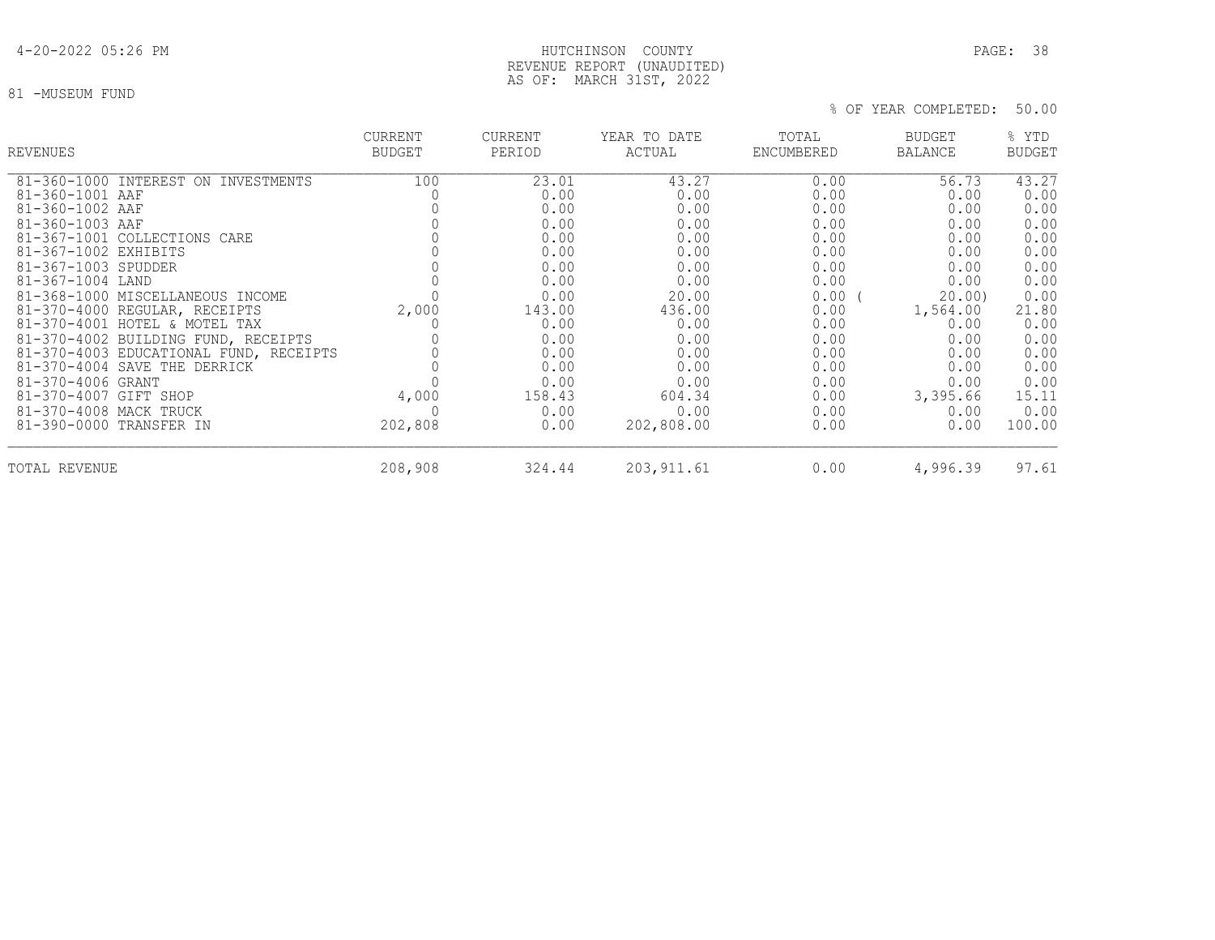HUTCHINSON COUNTY
REVENUE REPORT (UNAUDITED)
AS OF: MARCH 31ST, 2022

81 -MUSEUM FUND

% OF YEAR COMPLETED: 50.00

| REVENUES | CURRENT BUDGET | CURRENT PERIOD | YEAR TO DATE ACTUAL | TOTAL ENCUMBERED | BUDGET BALANCE | % YTD BUDGET |
|---|---|---|---|---|---|---|
| 81-360-1000 INTEREST ON INVESTMENTS | 100 | 23.01 | 43.27 | 0.00 | 56.73 | 43.27 |
| 81-360-1001 AAF | 0 | 0.00 | 0.00 | 0.00 | 0.00 | 0.00 |
| 81-360-1002 AAF | 0 | 0.00 | 0.00 | 0.00 | 0.00 | 0.00 |
| 81-360-1003 AAF | 0 | 0.00 | 0.00 | 0.00 | 0.00 | 0.00 |
| 81-367-1001 COLLECTIONS CARE | 0 | 0.00 | 0.00 | 0.00 | 0.00 | 0.00 |
| 81-367-1002 EXHIBITS | 0 | 0.00 | 0.00 | 0.00 | 0.00 | 0.00 |
| 81-367-1003 SPUDDER | 0 | 0.00 | 0.00 | 0.00 | 0.00 | 0.00 |
| 81-367-1004 LAND | 0 | 0.00 | 0.00 | 0.00 | 0.00 | 0.00 |
| 81-368-1000 MISCELLANEOUS INCOME | 0 | 0.00 | 20.00 | 0.00 | ( 20.00) | 0.00 |
| 81-370-4000 REGULAR, RECEIPTS | 2,000 | 143.00 | 436.00 | 0.00 | 1,564.00 | 21.80 |
| 81-370-4001 HOTEL & MOTEL TAX | 0 | 0.00 | 0.00 | 0.00 | 0.00 | 0.00 |
| 81-370-4002 BUILDING FUND, RECEIPTS | 0 | 0.00 | 0.00 | 0.00 | 0.00 | 0.00 |
| 81-370-4003 EDUCATIONAL FUND, RECEIPTS | 0 | 0.00 | 0.00 | 0.00 | 0.00 | 0.00 |
| 81-370-4004 SAVE THE DERRICK | 0 | 0.00 | 0.00 | 0.00 | 0.00 | 0.00 |
| 81-370-4006 GRANT | 0 | 0.00 | 0.00 | 0.00 | 0.00 | 0.00 |
| 81-370-4007 GIFT SHOP | 4,000 | 158.43 | 604.34 | 0.00 | 3,395.66 | 15.11 |
| 81-370-4008 MACK TRUCK | 0 | 0.00 | 0.00 | 0.00 | 0.00 | 0.00 |
| 81-390-0000 TRANSFER IN | 202,808 | 0.00 | 202,808.00 | 0.00 | 0.00 | 100.00 |
| TOTAL REVENUE | 208,908 | 324.44 | 203,911.61 | 0.00 | 4,996.39 | 97.61 |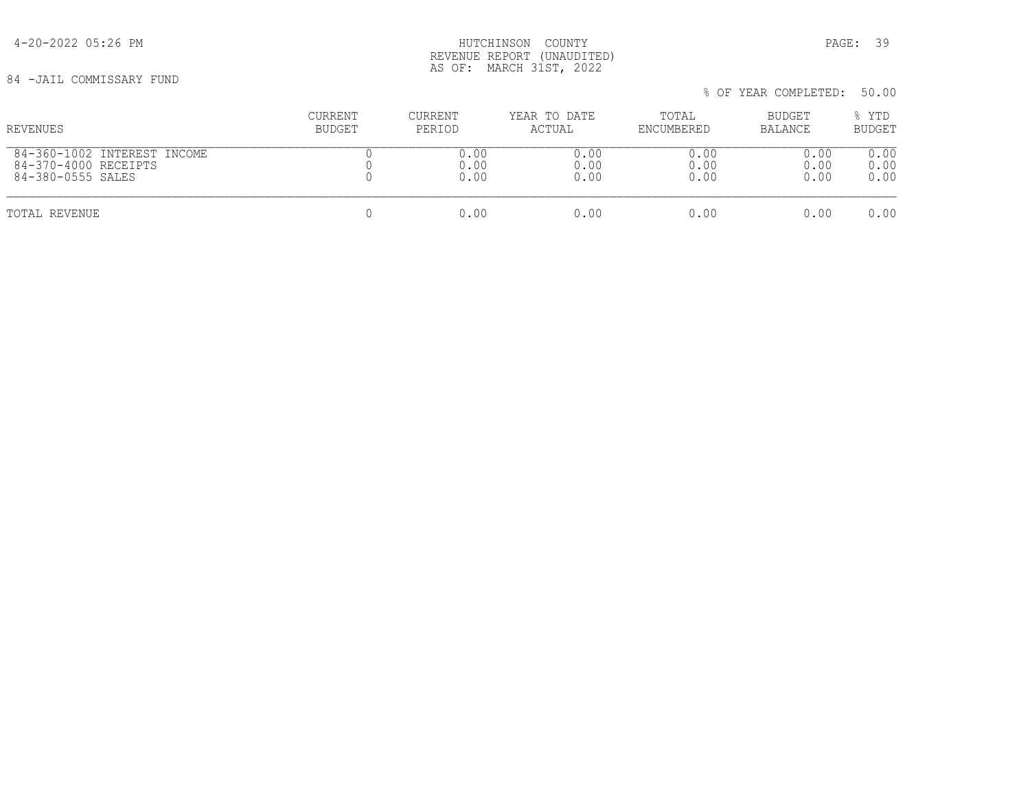84 -JAIL COMMISSARY FUND

HUTCHINSON COUNTY
REVENUE REPORT (UNAUDITED)
AS OF: MARCH 31ST, 2022

% OF YEAR COMPLETED: 50.00

| REVENUES | CURRENT BUDGET | CURRENT PERIOD | YEAR TO DATE ACTUAL | TOTAL ENCUMBERED | BUDGET BALANCE | % YTD BUDGET |
|---|---|---|---|---|---|---|
| 84-360-1002 INTEREST INCOME | 0 | 0.00 | 0.00 | 0.00 | 0.00 | 0.00 |
| 84-370-4000 RECEIPTS | 0 | 0.00 | 0.00 | 0.00 | 0.00 | 0.00 |
| 84-380-0555 SALES | 0 | 0.00 | 0.00 | 0.00 | 0.00 | 0.00 |
| TOTAL REVENUE | 0 | 0.00 | 0.00 | 0.00 | 0.00 | 0.00 |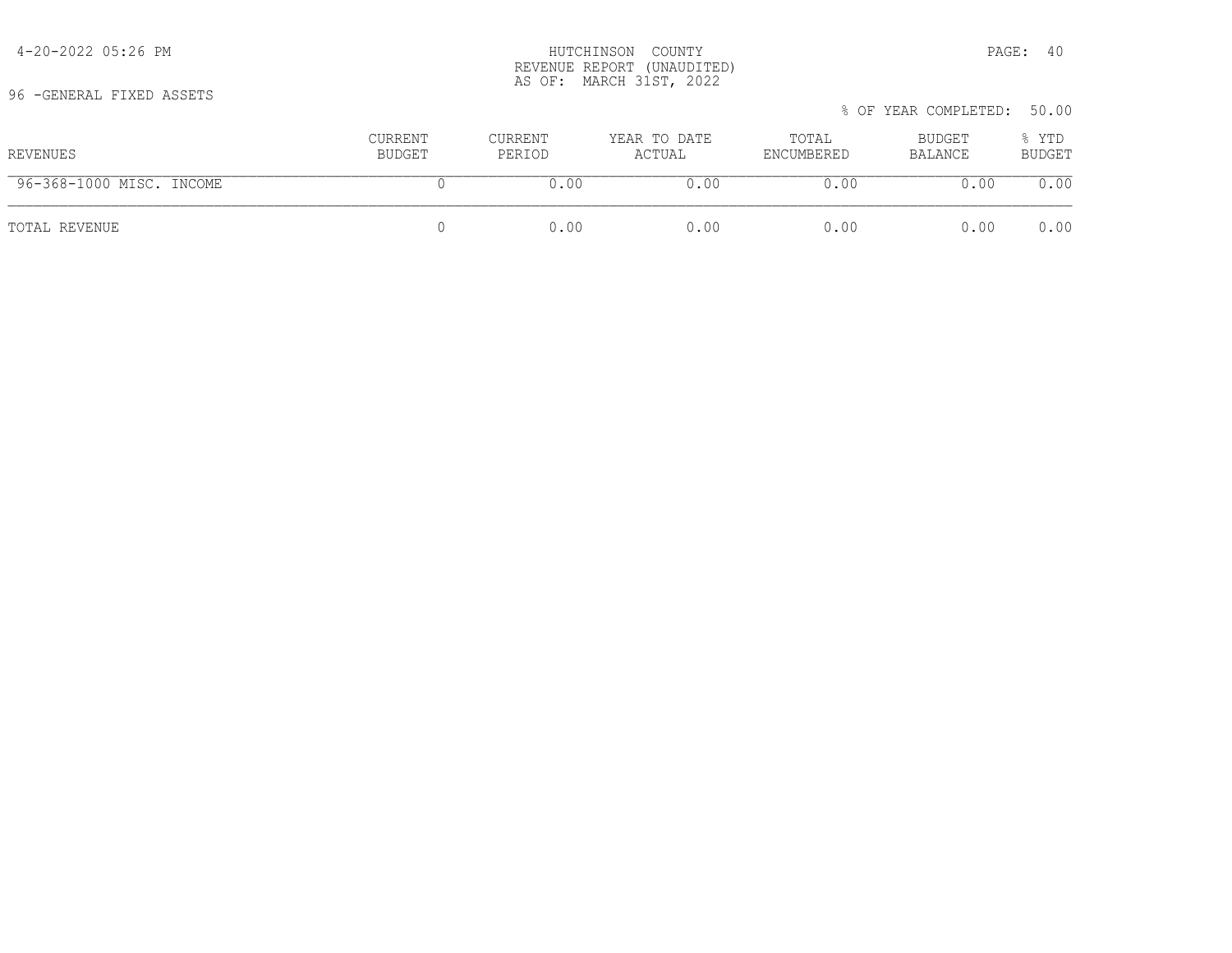HUTCHINSON COUNTY
REVENUE REPORT (UNAUDITED)
AS OF: MARCH 31ST, 2022

96 -GENERAL FIXED ASSETS

% OF YEAR COMPLETED: 50.00

| REVENUES | CURRENT BUDGET | CURRENT PERIOD | YEAR TO DATE ACTUAL | TOTAL ENCUMBERED | BUDGET BALANCE | % YTD BUDGET |
|---|---|---|---|---|---|---|
| 96-368-1000 MISC. INCOME | 0 | 0.00 | 0.00 | 0.00 | 0.00 | 0.00 |
| TOTAL REVENUE | 0 | 0.00 | 0.00 | 0.00 | 0.00 | 0.00 |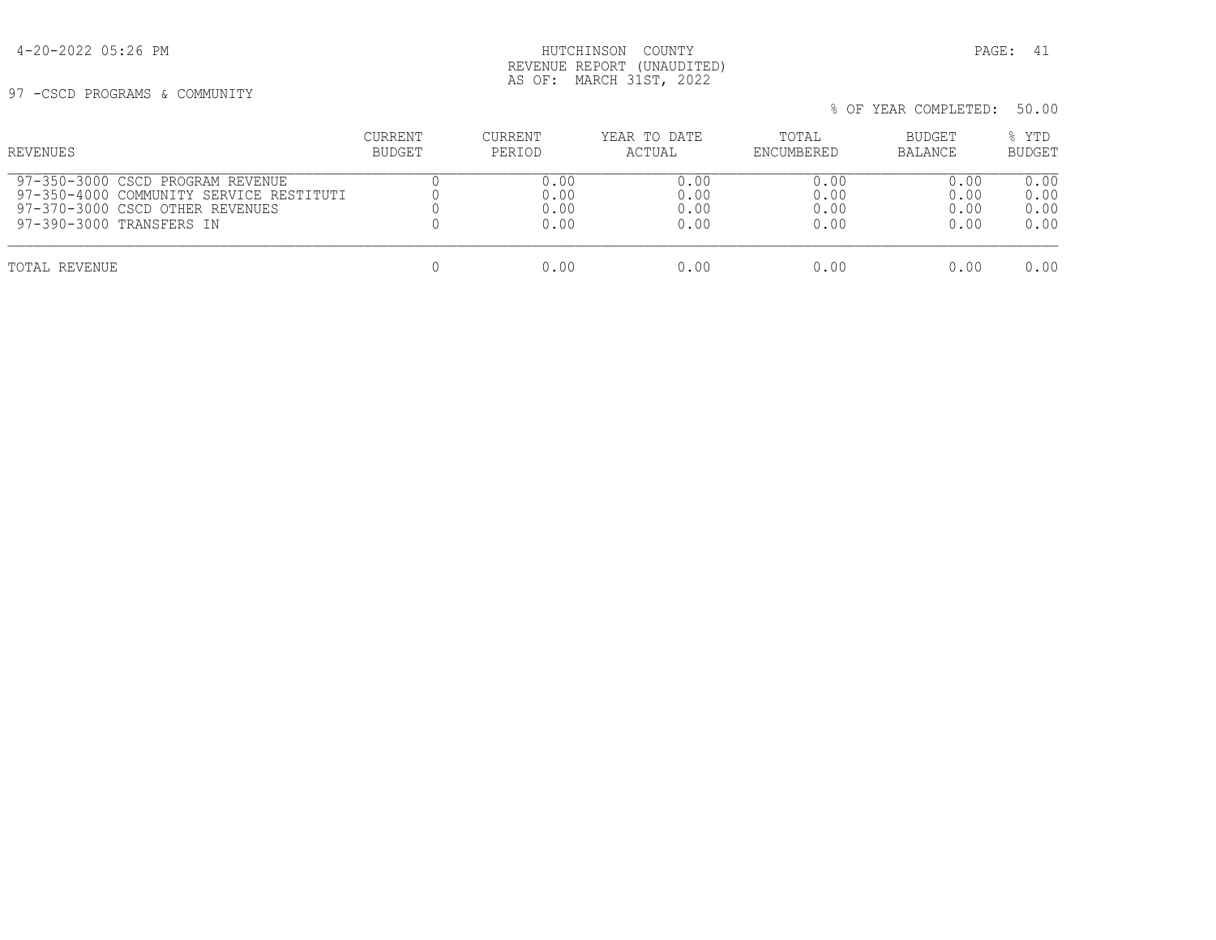HUTCHINSON COUNTY
REVENUE REPORT (UNAUDITED)
AS OF: MARCH 31ST, 2022

97 -CSCD PROGRAMS & COMMUNITY

% OF YEAR COMPLETED: 50.00

| REVENUES | CURRENT BUDGET | CURRENT PERIOD | YEAR TO DATE ACTUAL | TOTAL ENCUMBERED | BUDGET BALANCE | % YTD BUDGET |
|---|---|---|---|---|---|---|
| 97-350-3000 CSCD PROGRAM REVENUE | 0 | 0.00 | 0.00 | 0.00 | 0.00 | 0.00 |
| 97-350-4000 COMMUNITY SERVICE RESTITUTI | 0 | 0.00 | 0.00 | 0.00 | 0.00 | 0.00 |
| 97-370-3000 CSCD OTHER REVENUES | 0 | 0.00 | 0.00 | 0.00 | 0.00 | 0.00 |
| 97-390-3000 TRANSFERS IN | 0 | 0.00 | 0.00 | 0.00 | 0.00 | 0.00 |
| TOTAL REVENUE | 0 | 0.00 | 0.00 | 0.00 | 0.00 | 0.00 |